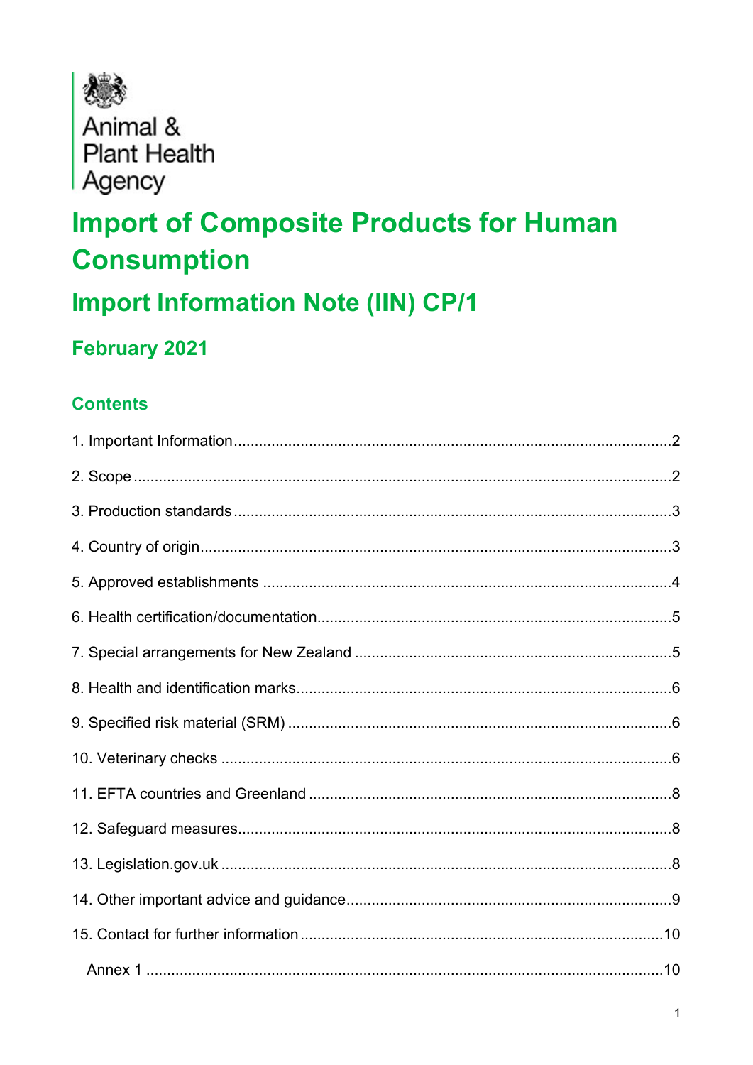Animal & Plant Health Agency

# Import of Composite Products for Human Consumption

## Import Information Note (IIN) CP/1

### February 2021

### Contents

1. Important Information ........ 2
2. Scope ........ 2
3. Production standards ........ 3
4. Country of origin ........ 3
5. Approved establishments ........ 4
6. Health certification/documentation ........ 5
7. Special arrangements for New Zealand ........ 5
8. Health and identification marks ........ 6
9. Specified risk material (SRM) ........ 6
10. Veterinary checks ........ 6
11. EFTA countries and Greenland ........ 8
12. Safeguard measures ........ 8
13. Legislation.gov.uk ........ 8
14. Other important advice and guidance ........ 9
15. Contact for further information ........ 10

Annex 1 ........ 10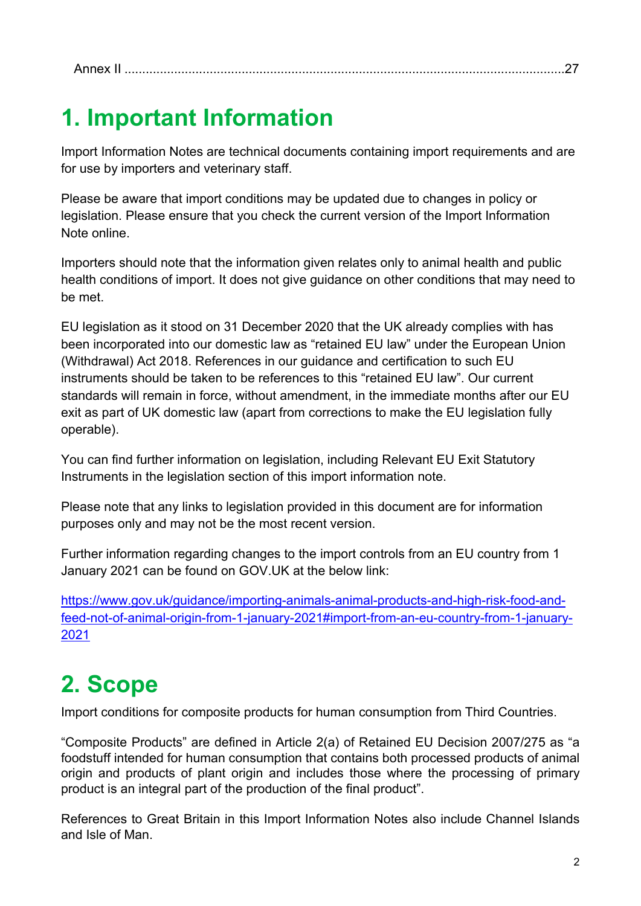Annex II ........................................................................................................................27

# 1. Important Information

Import Information Notes are technical documents containing import requirements and are for use by importers and veterinary staff.

Please be aware that import conditions may be updated due to changes in policy or legislation. Please ensure that you check the current version of the Import Information Note online.

Importers should note that the information given relates only to animal health and public health conditions of import. It does not give guidance on other conditions that may need to be met.

EU legislation as it stood on 31 December 2020 that the UK already complies with has been incorporated into our domestic law as "retained EU law" under the European Union (Withdrawal) Act 2018. References in our guidance and certification to such EU instruments should be taken to be references to this "retained EU law". Our current standards will remain in force, without amendment, in the immediate months after our EU exit as part of UK domestic law (apart from corrections to make the EU legislation fully operable).

You can find further information on legislation, including Relevant EU Exit Statutory Instruments in the legislation section of this import information note.

Please note that any links to legislation provided in this document are for information purposes only and may not be the most recent version.

Further information regarding changes to the import controls from an EU country from 1 January 2021 can be found on GOV.UK at the below link:

https://www.gov.uk/guidance/importing-animals-animal-products-and-high-risk-food-and-feed-not-of-animal-origin-from-1-january-2021#import-from-an-eu-country-from-1-january-2021

# 2. Scope

Import conditions for composite products for human consumption from Third Countries.

"Composite Products" are defined in Article 2(a) of Retained EU Decision 2007/275 as "a foodstuff intended for human consumption that contains both processed products of animal origin and products of plant origin and includes those where the processing of primary product is an integral part of the production of the final product".

References to Great Britain in this Import Information Notes also include Channel Islands and Isle of Man.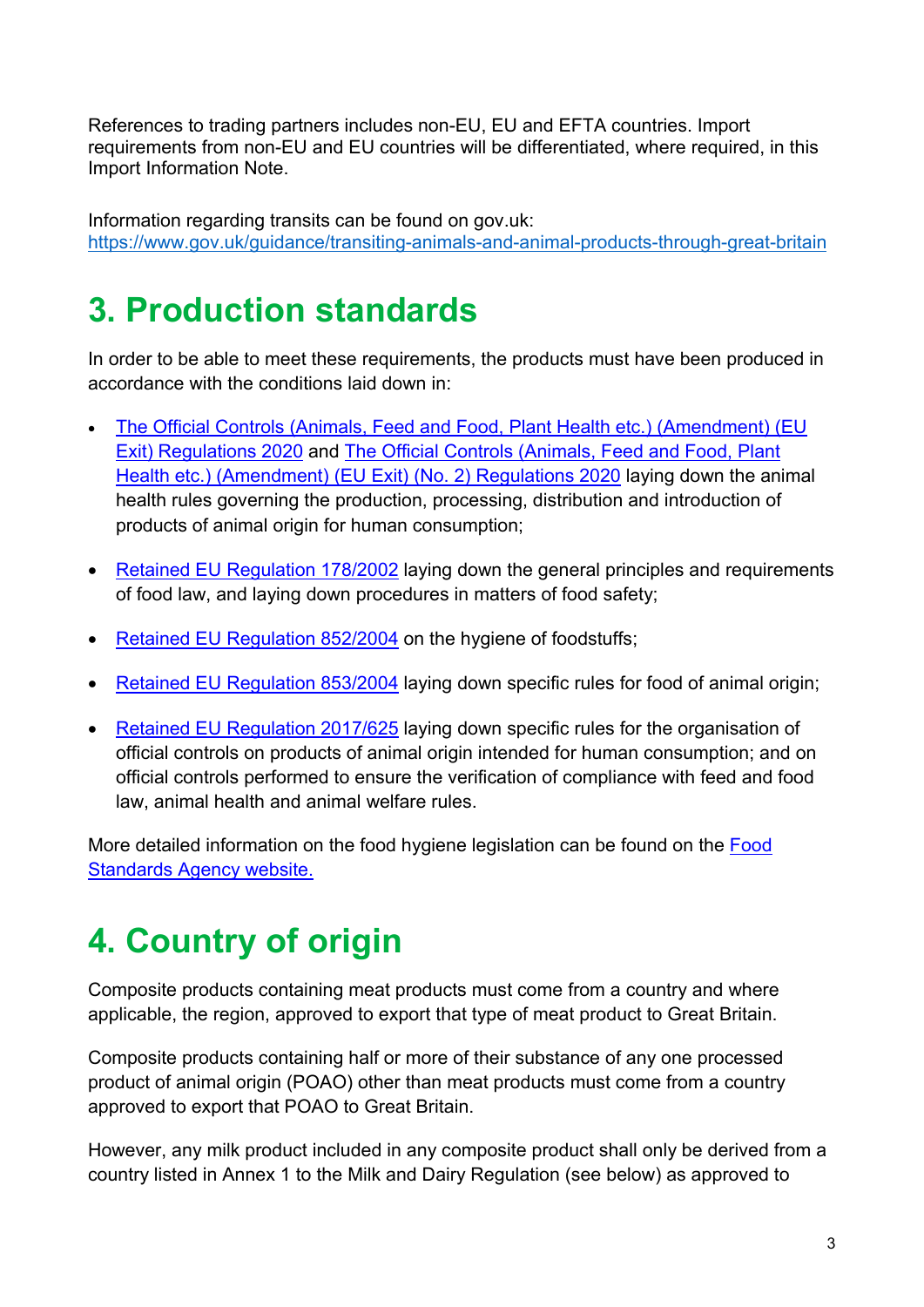References to trading partners includes non-EU, EU and EFTA countries. Import requirements from non-EU and EU countries will be differentiated, where required, in this Import Information Note.

Information regarding transits can be found on gov.uk: https://www.gov.uk/guidance/transiting-animals-and-animal-products-through-great-britain

# 3. Production standards

In order to be able to meet these requirements, the products must have been produced in accordance with the conditions laid down in:

- The Official Controls (Animals, Feed and Food, Plant Health etc.) (Amendment) (EU Exit) Regulations 2020 and The Official Controls (Animals, Feed and Food, Plant Health etc.) (Amendment) (EU Exit) (No. 2) Regulations 2020 laying down the animal health rules governing the production, processing, distribution and introduction of products of animal origin for human consumption;

- Retained EU Regulation 178/2002 laying down the general principles and requirements of food law, and laying down procedures in matters of food safety;

- Retained EU Regulation 852/2004 on the hygiene of foodstuffs;

- Retained EU Regulation 853/2004 laying down specific rules for food of animal origin;

- Retained EU Regulation 2017/625 laying down specific rules for the organisation of official controls on products of animal origin intended for human consumption; and on official controls performed to ensure the verification of compliance with feed and food law, animal health and animal welfare rules.

More detailed information on the food hygiene legislation can be found on the Food Standards Agency website.

# 4. Country of origin

Composite products containing meat products must come from a country and where applicable, the region, approved to export that type of meat product to Great Britain.

Composite products containing half or more of their substance of any one processed product of animal origin (POAO) other than meat products must come from a country approved to export that POAO to Great Britain.

However, any milk product included in any composite product shall only be derived from a country listed in Annex 1 to the Milk and Dairy Regulation (see below) as approved to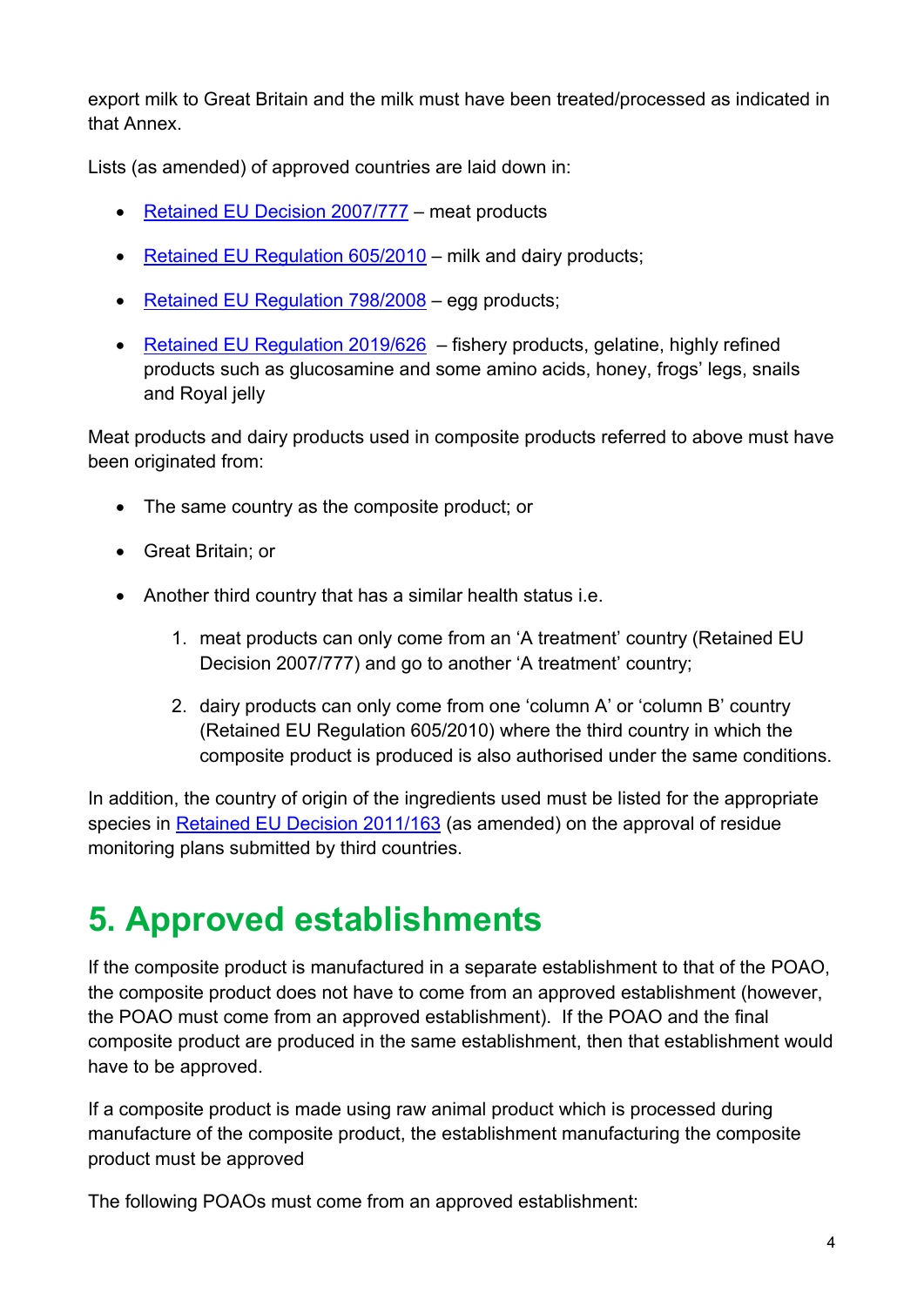export milk to Great Britain and the milk must have been treated/processed as indicated in that Annex.

Lists (as amended) of approved countries are laid down in:

- Retained EU Decision 2007/777 – meat products
- Retained EU Regulation 605/2010 – milk and dairy products;
- Retained EU Regulation 798/2008 – egg products;
- Retained EU Regulation 2019/626 – fishery products, gelatine, highly refined products such as glucosamine and some amino acids, honey, frogs' legs, snails and Royal jelly

Meat products and dairy products used in composite products referred to above must have been originated from:

- The same country as the composite product; or
- Great Britain; or
- Another third country that has a similar health status i.e.
    1. meat products can only come from an 'A treatment' country (Retained EU Decision 2007/777) and go to another 'A treatment' country;
    2. dairy products can only come from one 'column A' or 'column B' country (Retained EU Regulation 605/2010) where the third country in which the composite product is produced is also authorised under the same conditions.

In addition, the country of origin of the ingredients used must be listed for the appropriate species in Retained EU Decision 2011/163 (as amended) on the approval of residue monitoring plans submitted by third countries.

# 5. Approved establishments

If the composite product is manufactured in a separate establishment to that of the POAO, the composite product does not have to come from an approved establishment (however, the POAO must come from an approved establishment). If the POAO and the final composite product are produced in the same establishment, then that establishment would have to be approved.

If a composite product is made using raw animal product which is processed during manufacture of the composite product, the establishment manufacturing the composite product must be approved

The following POAOs must come from an approved establishment: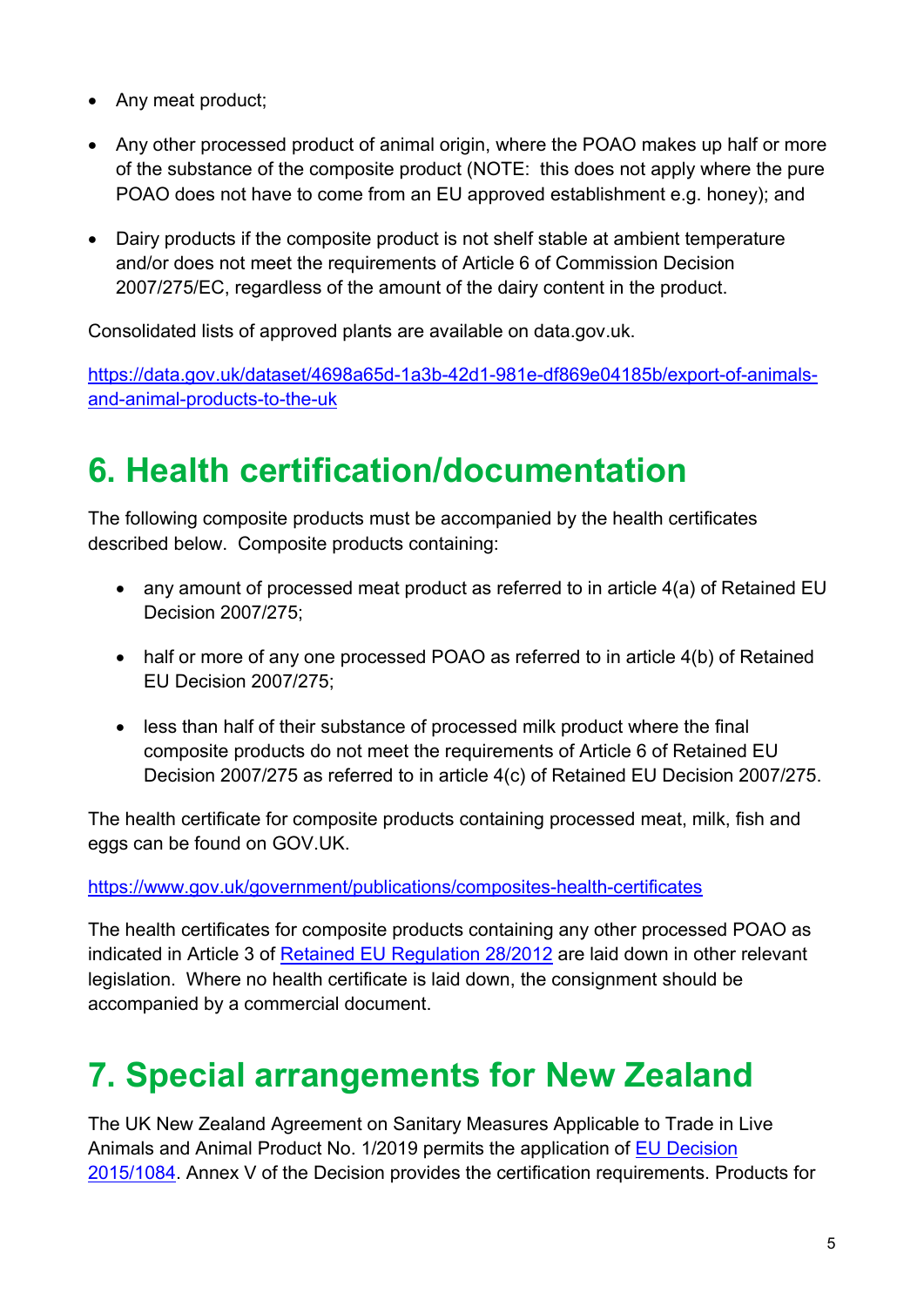- Any meat product;
- Any other processed product of animal origin, where the POAO makes up half or more of the substance of the composite product (NOTE: this does not apply where the pure POAO does not have to come from an EU approved establishment e.g. honey); and
- Dairy products if the composite product is not shelf stable at ambient temperature and/or does not meet the requirements of Article 6 of Commission Decision 2007/275/EC, regardless of the amount of the dairy content in the product.

Consolidated lists of approved plants are available on data.gov.uk.

https://data.gov.uk/dataset/4698a65d-1a3b-42d1-981e-df869e04185b/export-of-animals-and-animal-products-to-the-uk

# 6. Health certification/documentation

The following composite products must be accompanied by the health certificates described below. Composite products containing:

- any amount of processed meat product as referred to in article 4(a) of Retained EU Decision 2007/275;
- half or more of any one processed POAO as referred to in article 4(b) of Retained EU Decision 2007/275;
- less than half of their substance of processed milk product where the final composite products do not meet the requirements of Article 6 of Retained EU Decision 2007/275 as referred to in article 4(c) of Retained EU Decision 2007/275.

The health certificate for composite products containing processed meat, milk, fish and eggs can be found on GOV.UK.

https://www.gov.uk/government/publications/composites-health-certificates

The health certificates for composite products containing any other processed POAO as indicated in Article 3 of Retained EU Regulation 28/2012 are laid down in other relevant legislation. Where no health certificate is laid down, the consignment should be accompanied by a commercial document.

# 7. Special arrangements for New Zealand

The UK New Zealand Agreement on Sanitary Measures Applicable to Trade in Live Animals and Animal Product No. 1/2019 permits the application of EU Decision 2015/1084. Annex V of the Decision provides the certification requirements. Products for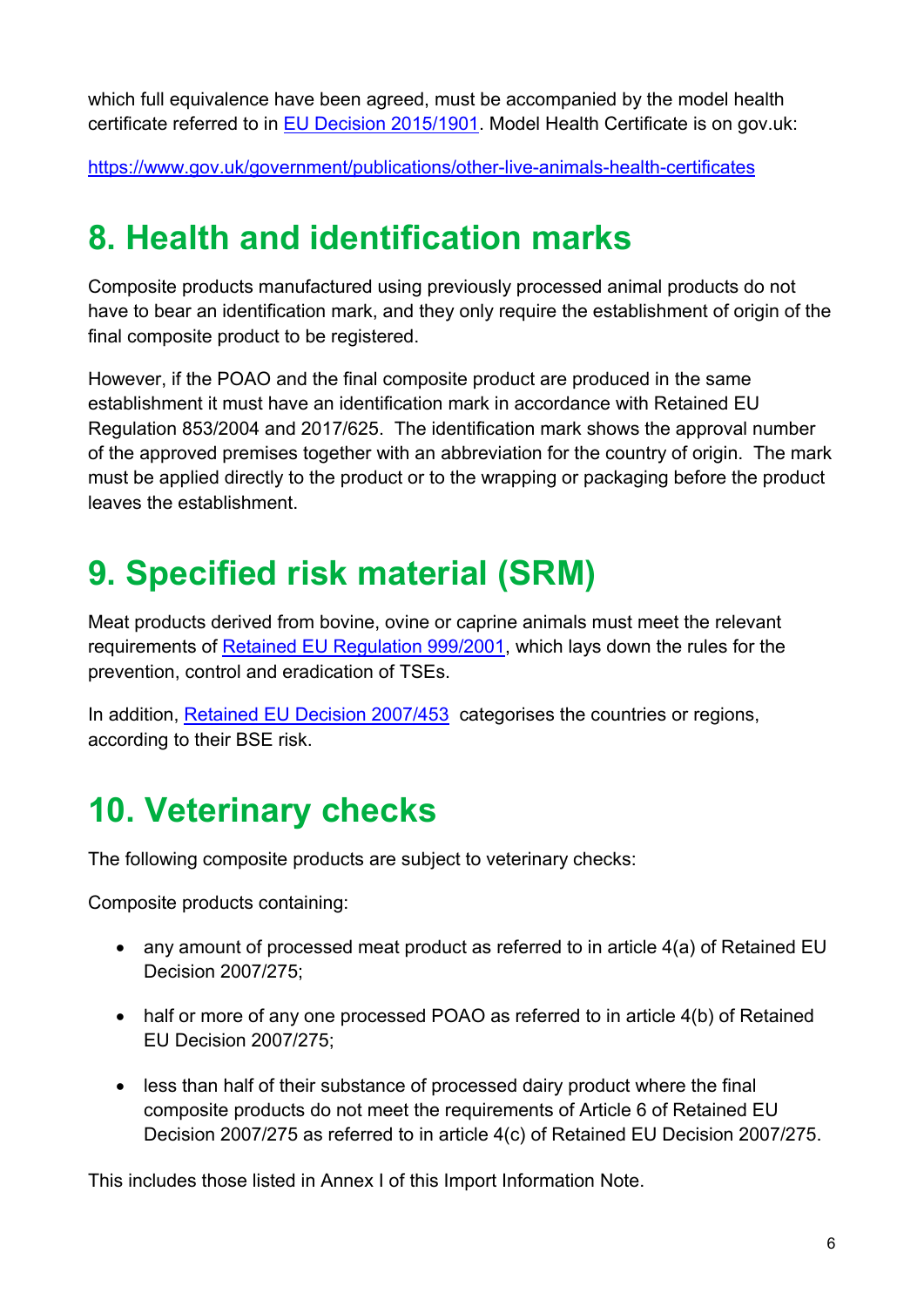which full equivalence have been agreed, must be accompanied by the model health certificate referred to in [EU Decision 2015/1901](). Model Health Certificate is on gov.uk:

https://www.gov.uk/government/publications/other-live-animals-health-certificates

# 8. Health and identification marks

Composite products manufactured using previously processed animal products do not have to bear an identification mark, and they only require the establishment of origin of the final composite product to be registered.

However, if the POAO and the final composite product are produced in the same establishment it must have an identification mark in accordance with Retained EU Regulation 853/2004 and 2017/625. The identification mark shows the approval number of the approved premises together with an abbreviation for the country of origin. The mark must be applied directly to the product or to the wrapping or packaging before the product leaves the establishment.

# 9. Specified risk material (SRM)

Meat products derived from bovine, ovine or caprine animals must meet the relevant requirements of Retained EU Regulation 999/2001, which lays down the rules for the prevention, control and eradication of TSEs.

In addition, Retained EU Decision 2007/453 categorises the countries or regions, according to their BSE risk.

# 10. Veterinary checks

The following composite products are subject to veterinary checks:

Composite products containing:

- any amount of processed meat product as referred to in article 4(a) of Retained EU Decision 2007/275;
- half or more of any one processed POAO as referred to in article 4(b) of Retained EU Decision 2007/275;
- less than half of their substance of processed dairy product where the final composite products do not meet the requirements of Article 6 of Retained EU Decision 2007/275 as referred to in article 4(c) of Retained EU Decision 2007/275.

This includes those listed in Annex I of this Import Information Note.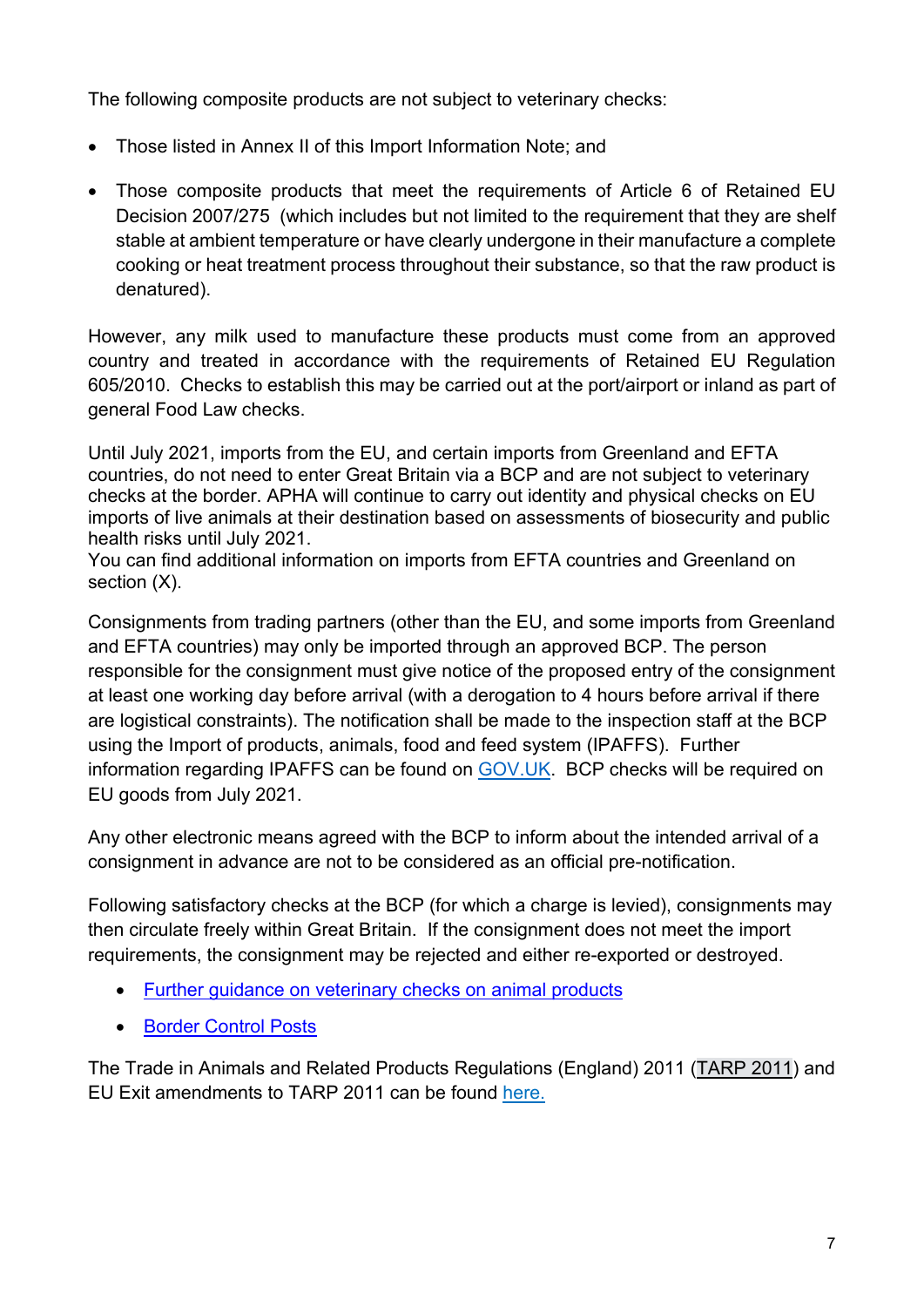The following composite products are not subject to veterinary checks:

- Those listed in Annex II of this Import Information Note; and
- Those composite products that meet the requirements of Article 6 of Retained EU Decision 2007/275 (which includes but not limited to the requirement that they are shelf stable at ambient temperature or have clearly undergone in their manufacture a complete cooking or heat treatment process throughout their substance, so that the raw product is denatured).

However, any milk used to manufacture these products must come from an approved country and treated in accordance with the requirements of Retained EU Regulation 605/2010. Checks to establish this may be carried out at the port/airport or inland as part of general Food Law checks.

Until July 2021, imports from the EU, and certain imports from Greenland and EFTA countries, do not need to enter Great Britain via a BCP and are not subject to veterinary checks at the border. APHA will continue to carry out identity and physical checks on EU imports of live animals at their destination based on assessments of biosecurity and public health risks until July 2021.
You can find additional information on imports from EFTA countries and Greenland on section (X).

Consignments from trading partners (other than the EU, and some imports from Greenland and EFTA countries) may only be imported through an approved BCP. The person responsible for the consignment must give notice of the proposed entry of the consignment at least one working day before arrival (with a derogation to 4 hours before arrival if there are logistical constraints). The notification shall be made to the inspection staff at the BCP using the Import of products, animals, food and feed system (IPAFFS). Further information regarding IPAFFS can be found on [GOV.UK](). BCP checks will be required on EU goods from July 2021.

Any other electronic means agreed with the BCP to inform about the intended arrival of a consignment in advance are not to be considered as an official pre-notification.

Following satisfactory checks at the BCP (for which a charge is levied), consignments may then circulate freely within Great Britain. If the consignment does not meet the import requirements, the consignment may be rejected and either re-exported or destroyed.

- [Further guidance on veterinary checks on animal products]()
- [Border Control Posts]()

The Trade in Animals and Related Products Regulations (England) 2011 (TARP 2011) and EU Exit amendments to TARP 2011 can be found [here.]()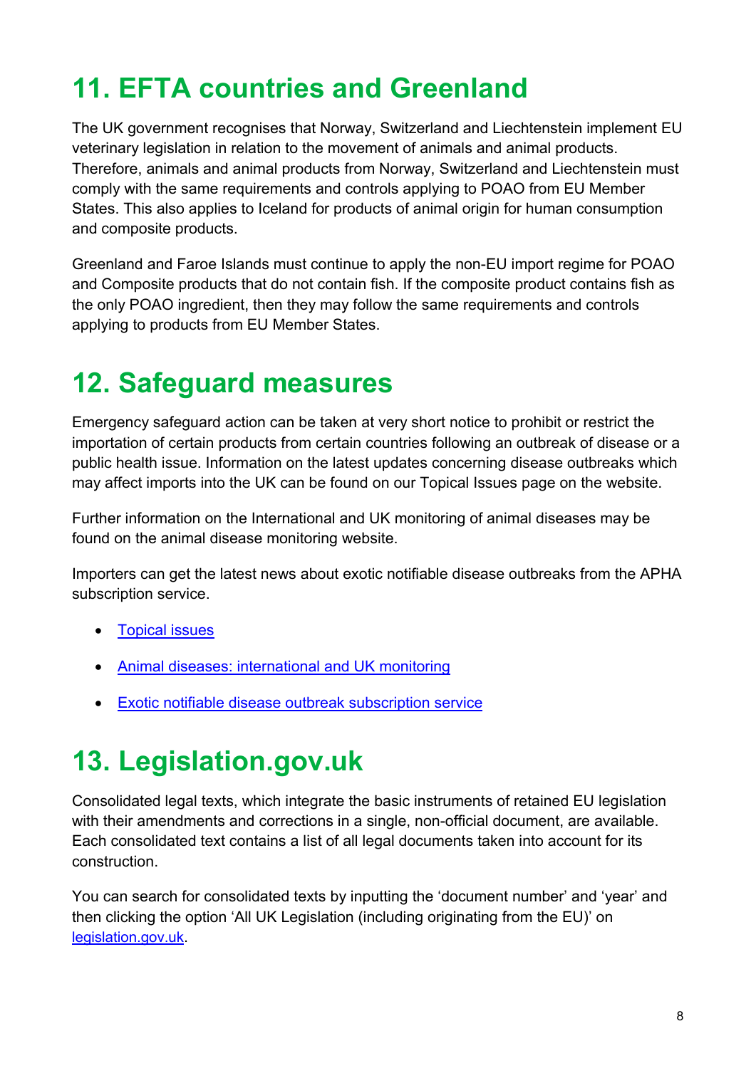## 11. EFTA countries and Greenland

The UK government recognises that Norway, Switzerland and Liechtenstein implement EU veterinary legislation in relation to the movement of animals and animal products. Therefore, animals and animal products from Norway, Switzerland and Liechtenstein must comply with the same requirements and controls applying to POAO from EU Member States. This also applies to Iceland for products of animal origin for human consumption and composite products.

Greenland and Faroe Islands must continue to apply the non-EU import regime for POAO and Composite products that do not contain fish. If the composite product contains fish as the only POAO ingredient, then they may follow the same requirements and controls applying to products from EU Member States.

## 12. Safeguard measures

Emergency safeguard action can be taken at very short notice to prohibit or restrict the importation of certain products from certain countries following an outbreak of disease or a public health issue. Information on the latest updates concerning disease outbreaks which may affect imports into the UK can be found on our Topical Issues page on the website.

Further information on the International and UK monitoring of animal diseases may be found on the animal disease monitoring website.

Importers can get the latest news about exotic notifiable disease outbreaks from the APHA subscription service.

- Topical issues
- Animal diseases: international and UK monitoring
- Exotic notifiable disease outbreak subscription service

## 13. Legislation.gov.uk

Consolidated legal texts, which integrate the basic instruments of retained EU legislation with their amendments and corrections in a single, non-official document, are available. Each consolidated text contains a list of all legal documents taken into account for its construction.

You can search for consolidated texts by inputting the 'document number' and 'year' and then clicking the option 'All UK Legislation (including originating from the EU)' on legislation.gov.uk.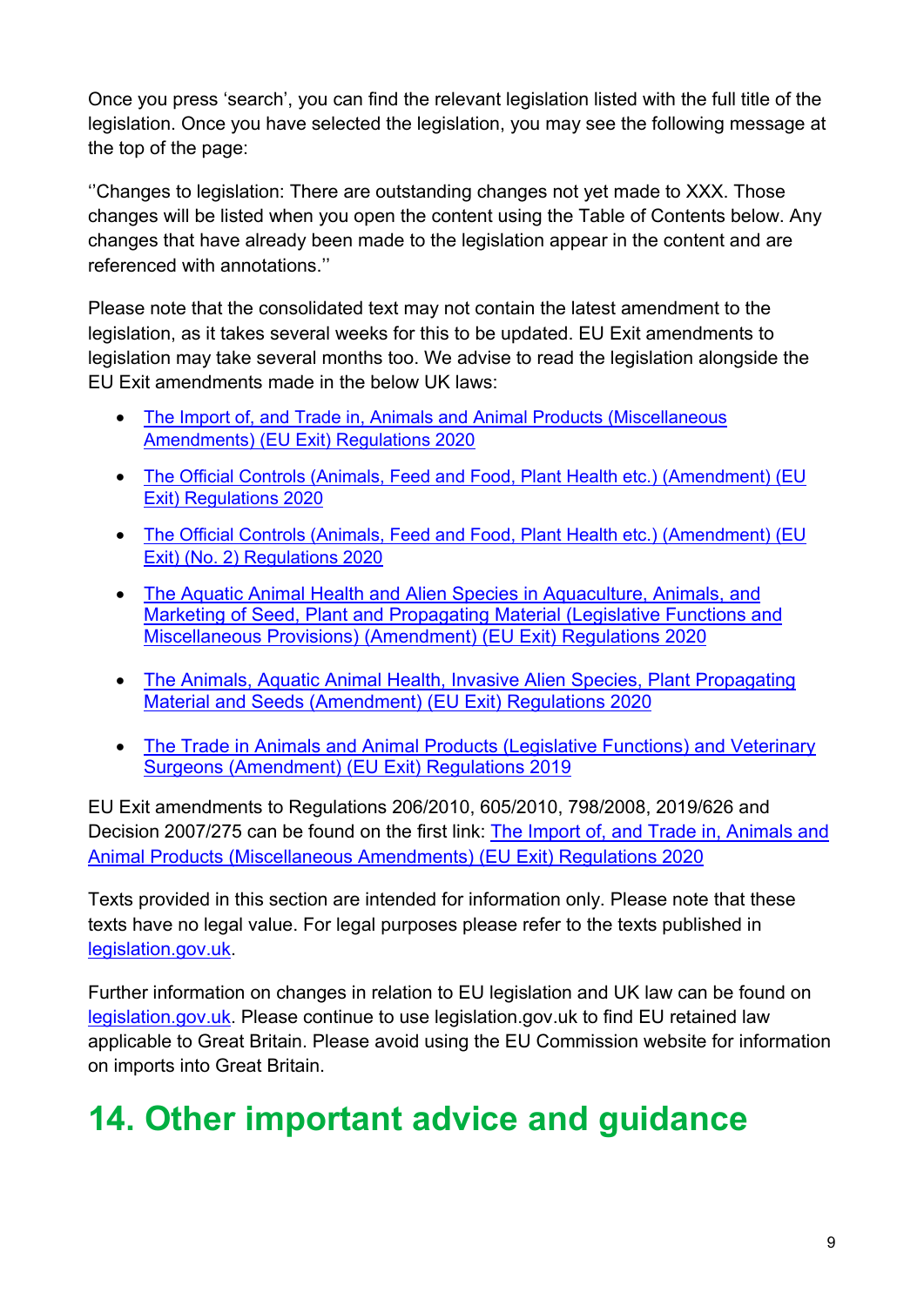Once you press 'search', you can find the relevant legislation listed with the full title of the legislation. Once you have selected the legislation, you may see the following message at the top of the page:

''Changes to legislation: There are outstanding changes not yet made to XXX. Those changes will be listed when you open the content using the Table of Contents below. Any changes that have already been made to the legislation appear in the content and are referenced with annotations.''

Please note that the consolidated text may not contain the latest amendment to the legislation, as it takes several weeks for this to be updated. EU Exit amendments to legislation may take several months too. We advise to read the legislation alongside the EU Exit amendments made in the below UK laws:

- The Import of, and Trade in, Animals and Animal Products (Miscellaneous Amendments) (EU Exit) Regulations 2020
- The Official Controls (Animals, Feed and Food, Plant Health etc.) (Amendment) (EU Exit) Regulations 2020
- The Official Controls (Animals, Feed and Food, Plant Health etc.) (Amendment) (EU Exit) (No. 2) Regulations 2020
- The Aquatic Animal Health and Alien Species in Aquaculture, Animals, and Marketing of Seed, Plant and Propagating Material (Legislative Functions and Miscellaneous Provisions) (Amendment) (EU Exit) Regulations 2020
- The Animals, Aquatic Animal Health, Invasive Alien Species, Plant Propagating Material and Seeds (Amendment) (EU Exit) Regulations 2020
- The Trade in Animals and Animal Products (Legislative Functions) and Veterinary Surgeons (Amendment) (EU Exit) Regulations 2019

EU Exit amendments to Regulations 206/2010, 605/2010, 798/2008, 2019/626 and Decision 2007/275 can be found on the first link: The Import of, and Trade in, Animals and Animal Products (Miscellaneous Amendments) (EU Exit) Regulations 2020

Texts provided in this section are intended for information only. Please note that these texts have no legal value. For legal purposes please refer to the texts published in legislation.gov.uk.

Further information on changes in relation to EU legislation and UK law can be found on legislation.gov.uk. Please continue to use legislation.gov.uk to find EU retained law applicable to Great Britain. Please avoid using the EU Commission website for information on imports into Great Britain.

# 14. Other important advice and guidance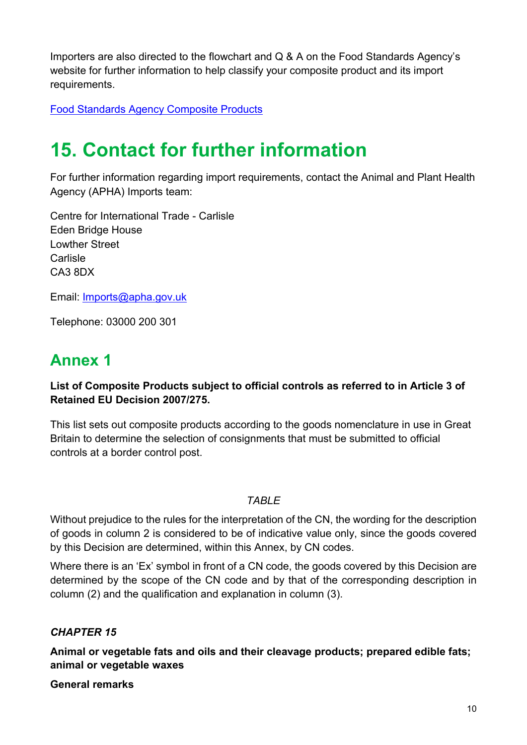Importers are also directed to the flowchart and Q & A on the Food Standards Agency's website for further information to help classify your composite product and its import requirements.

[Food Standards Agency Composite Products]

# 15. Contact for further information

For further information regarding import requirements, contact the Animal and Plant Health Agency (APHA) Imports team:

Centre for International Trade - Carlisle
Eden Bridge House
Lowther Street
Carlisle
CA3 8DX

Email: Imports@apha.gov.uk

Telephone: 03000 200 301

## Annex 1

**List of Composite Products subject to official controls as referred to in Article 3 of Retained EU Decision 2007/275.**

This list sets out composite products according to the goods nomenclature in use in Great Britain to determine the selection of consignments that must be submitted to official controls at a border control post.

*TABLE*

Without prejudice to the rules for the interpretation of the CN, the wording for the description of goods in column 2 is considered to be of indicative value only, since the goods covered by this Decision are determined, within this Annex, by CN codes.

Where there is an 'Ex' symbol in front of a CN code, the goods covered by this Decision are determined by the scope of the CN code and by that of the corresponding description in column (2) and the qualification and explanation in column (3).

***CHAPTER 15***

**Animal or vegetable fats and oils and their cleavage products; prepared edible fats; animal or vegetable waxes**

**General remarks**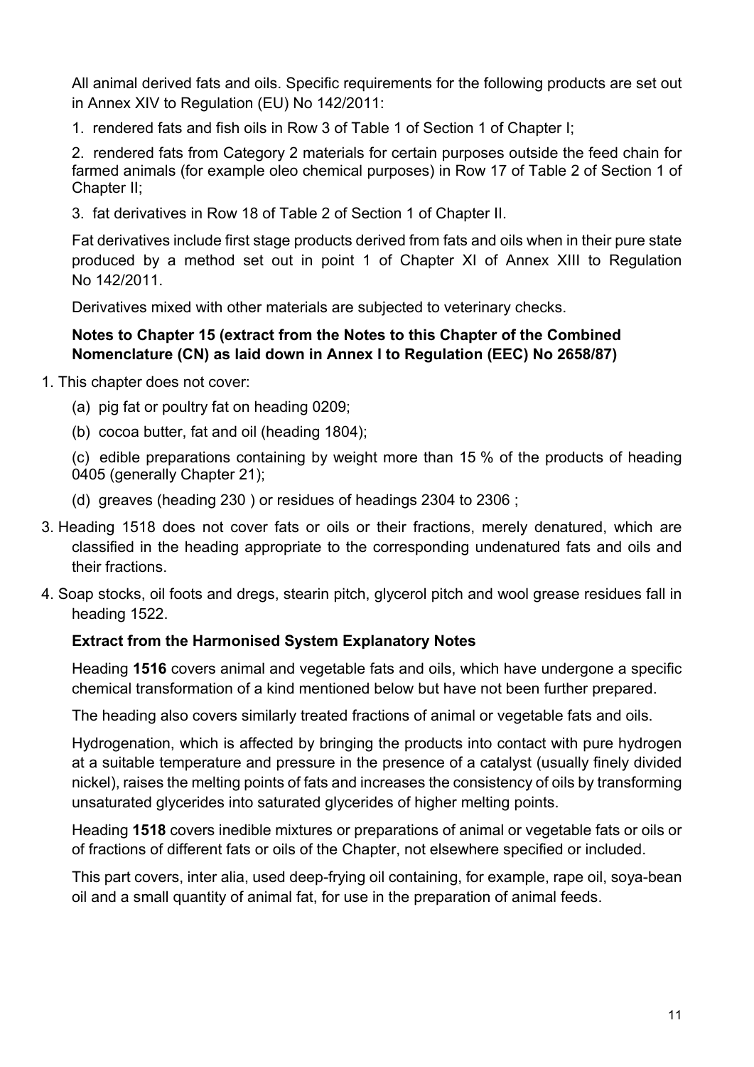All animal derived fats and oils. Specific requirements for the following products are set out in Annex XIV to Regulation (EU) No 142/2011:

1. rendered fats and fish oils in Row 3 of Table 1 of Section 1 of Chapter I;

2. rendered fats from Category 2 materials for certain purposes outside the feed chain for farmed animals (for example oleo chemical purposes) in Row 17 of Table 2 of Section 1 of Chapter II;

3. fat derivatives in Row 18 of Table 2 of Section 1 of Chapter II.

Fat derivatives include first stage products derived from fats and oils when in their pure state produced by a method set out in point 1 of Chapter XI of Annex XIII to Regulation No 142/2011.

Derivatives mixed with other materials are subjected to veterinary checks.

**Notes to Chapter 15 (extract from the Notes to this Chapter of the Combined Nomenclature (CN) as laid down in Annex I to Regulation (EEC) No 2658/87)**

1. This chapter does not cover:
   - (a) pig fat or poultry fat on heading 0209;
   - (b) cocoa butter, fat and oil (heading 1804);
   - (c) edible preparations containing by weight more than 15 % of the products of heading 0405 (generally Chapter 21);
   - (d) greaves (heading 230 ) or residues of headings 2304 to 2306 ;

3. Heading 1518 does not cover fats or oils or their fractions, merely denatured, which are classified in the heading appropriate to the corresponding undenatured fats and oils and their fractions.

4. Soap stocks, oil foots and dregs, stearin pitch, glycerol pitch and wool grease residues fall in heading 1522.

**Extract from the Harmonised System Explanatory Notes**

Heading **1516** covers animal and vegetable fats and oils, which have undergone a specific chemical transformation of a kind mentioned below but have not been further prepared.

The heading also covers similarly treated fractions of animal or vegetable fats and oils.

Hydrogenation, which is affected by bringing the products into contact with pure hydrogen at a suitable temperature and pressure in the presence of a catalyst (usually finely divided nickel), raises the melting points of fats and increases the consistency of oils by transforming unsaturated glycerides into saturated glycerides of higher melting points.

Heading **1518** covers inedible mixtures or preparations of animal or vegetable fats or oils or of fractions of different fats or oils of the Chapter, not elsewhere specified or included.

This part covers, inter alia, used deep-frying oil containing, for example, rape oil, soya-bean oil and a small quantity of animal fat, for use in the preparation of animal feeds.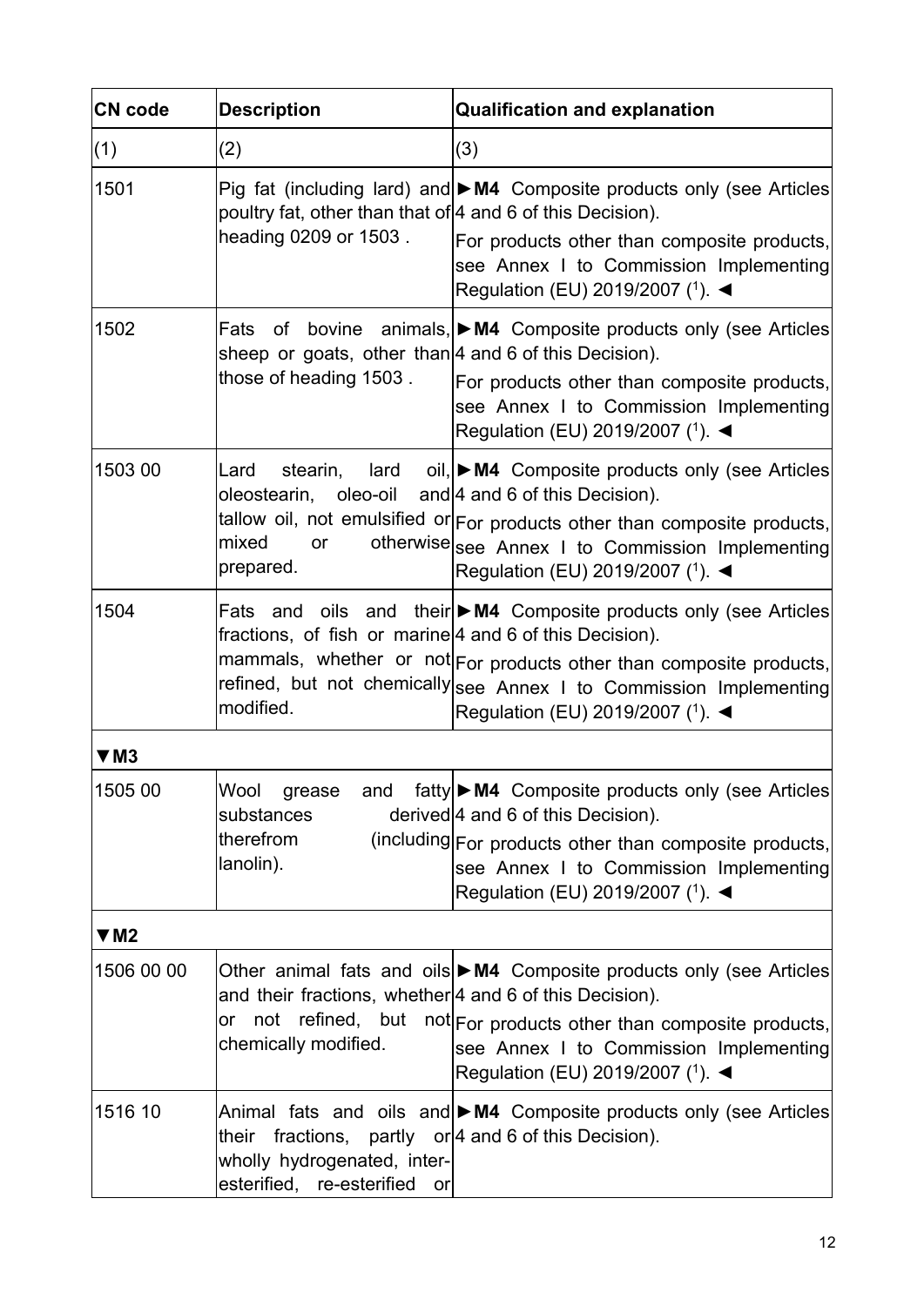| CN code | Description | Qualification and explanation |
|---|---|---|
| (1) | (2) | (3) |
| 1501 | Pig fat (including lard) and poultry fat, other than that of heading 0209 or 1503 . | ►**M4** Composite products only (see Articles 4 and 6 of this Decision).<br>For products other than composite products, see Annex I to Commission Implementing Regulation (EU) 2019/2007 ([1]). ◄ |
| 1502 | Fats of bovine animals, sheep or goats, other than those of heading 1503 . | ►**M4** Composite products only (see Articles 4 and 6 of this Decision).<br>For products other than composite products, see Annex I to Commission Implementing Regulation (EU) 2019/2007 ([1]). ◄ |
| 1503 00 | Lard stearin, lard oil, oleostearin, oleo-oil and tallow oil, not emulsified or mixed or otherwise prepared. | ►**M4** Composite products only (see Articles 4 and 6 of this Decision).<br>For products other than composite products, see Annex I to Commission Implementing Regulation (EU) 2019/2007 ([1]). ◄ |
| 1504 | Fats and oils and their fractions, of fish or marine mammals, whether or not refined, but not chemically modified. | ►**M4** Composite products only (see Articles 4 and 6 of this Decision).<br>For products other than composite products, see Annex I to Commission Implementing Regulation (EU) 2019/2007 ([1]). ◄ |
| ▼**M3** | | |
| 1505 00 | Wool grease and fatty substances derived therefrom (including lanolin). | ►**M4** Composite products only (see Articles 4 and 6 of this Decision).<br>For products other than composite products, see Annex I to Commission Implementing Regulation (EU) 2019/2007 ([1]). ◄ |
| ▼**M2** | | |
| 1506 00 00 | Other animal fats and oils and their fractions, whether or not refined, but not chemically modified. | ►**M4** Composite products only (see Articles 4 and 6 of this Decision).<br>For products other than composite products, see Annex I to Commission Implementing Regulation (EU) 2019/2007 ([1]). ◄ |
| 1516 10 | Animal fats and oils and their fractions, partly or wholly hydrogenated, inter-esterified, re-esterified or | ►**M4** Composite products only (see Articles 4 and 6 of this Decision). |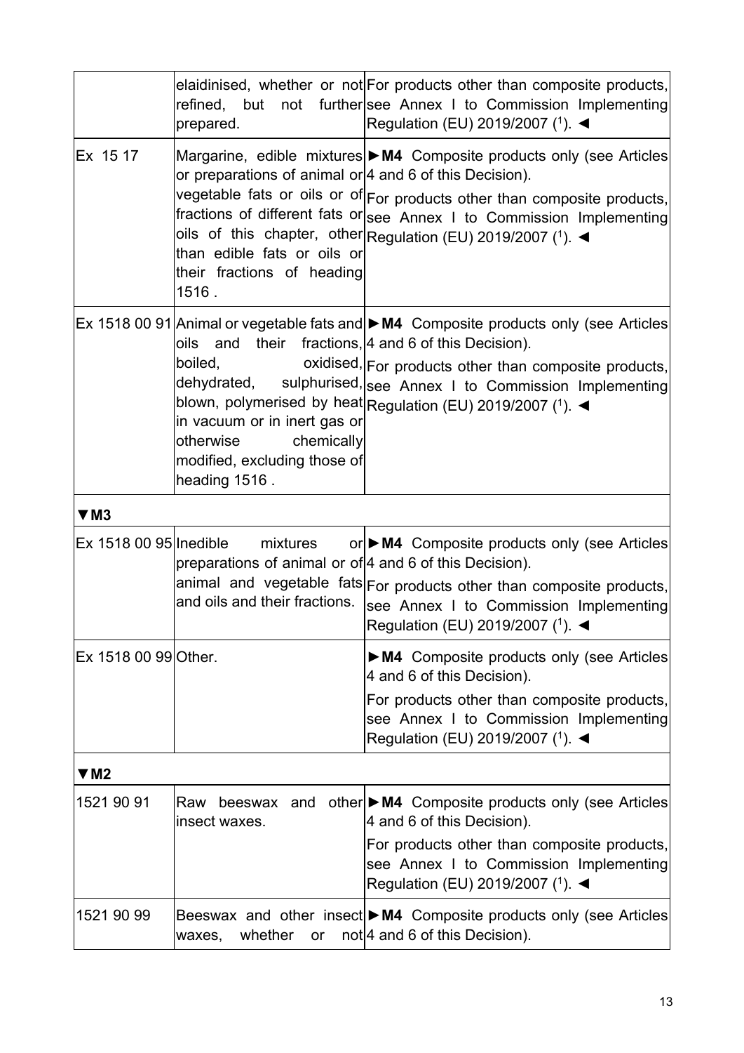| | | |
|---|---|---|
| | elaidinised, whether or not refined, but not further prepared. | For products other than composite products, see Annex I to Commission Implementing Regulation (EU) 2019/2007 (1). ◄ |
| Ex 15 17 | Margarine, edible mixtures or preparations of animal or vegetable fats or oils or of fractions of different fats or oils of this chapter, other than edible fats or oils or their fractions of heading 1516 . | ►**M4** Composite products only (see Articles 4 and 6 of this Decision).<br>For products other than composite products, see Annex I to Commission Implementing Regulation (EU) 2019/2007 (1). ◄ |
| Ex 1518 00 91 | Animal or vegetable fats and oils and their fractions, boiled, oxidised, dehydrated, sulphurised, blown, polymerised by heat in vacuum or in inert gas or otherwise chemically modified, excluding those of heading 1516 . | ►**M4** Composite products only (see Articles 4 and 6 of this Decision).<br>For products other than composite products, see Annex I to Commission Implementing Regulation (EU) 2019/2007 (1). ◄ |
| ▼**M3** | | |
| Ex 1518 00 95 | Inedible mixtures or preparations of animal or of animal and vegetable fats and oils and their fractions. | ►**M4** Composite products only (see Articles 4 and 6 of this Decision).<br>For products other than composite products, see Annex I to Commission Implementing Regulation (EU) 2019/2007 (1). ◄ |
| Ex 1518 00 99 | Other. | ►**M4** Composite products only (see Articles 4 and 6 of this Decision).<br>For products other than composite products, see Annex I to Commission Implementing Regulation (EU) 2019/2007 (1). ◄ |
| ▼**M2** | | |
| 1521 90 91 | Raw beeswax and other insect waxes. | ►**M4** Composite products only (see Articles 4 and 6 of this Decision).<br>For products other than composite products, see Annex I to Commission Implementing Regulation (EU) 2019/2007 (1). ◄ |
| 1521 90 99 | Beeswax and other insect waxes, whether or not | ►**M4** Composite products only (see Articles 4 and 6 of this Decision). |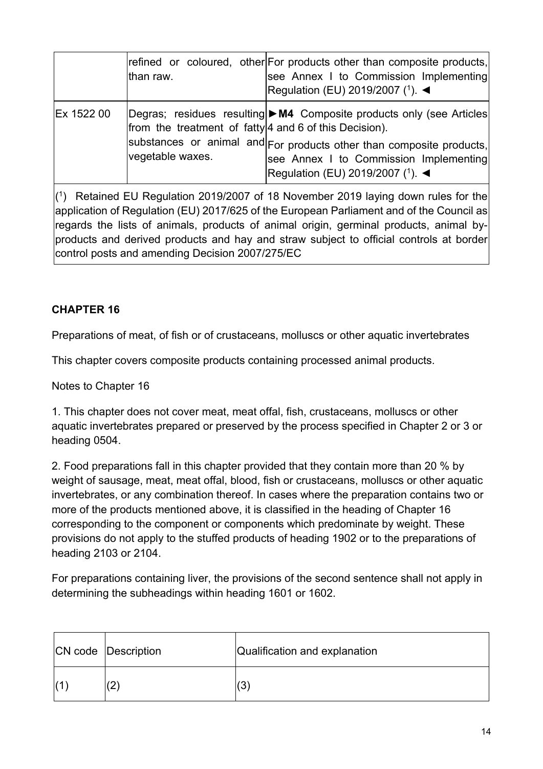| | | |
|---|---|---|
| | refined or coloured, other than raw. | For products other than composite products, see Annex I to Commission Implementing Regulation (EU) 2019/2007 ([1]). ◄ |
| Ex 1522 00 | Degras; residues resulting from the treatment of fatty substances or animal and vegetable waxes. | ►**M4** Composite products only (see Articles 4 and 6 of this Decision).<br>For products other than composite products, see Annex I to Commission Implementing Regulation (EU) 2019/2007 ([1]). ◄ |

([1]) Retained EU Regulation 2019/2007 of 18 November 2019 laying down rules for the application of Regulation (EU) 2017/625 of the European Parliament and of the Council as regards the lists of animals, products of animal origin, germinal products, animal by-products and derived products and hay and straw subject to official controls at border control posts and amending Decision 2007/275/EC

## CHAPTER 16

Preparations of meat, of fish or of crustaceans, molluscs or other aquatic invertebrates

This chapter covers composite products containing processed animal products.

Notes to Chapter 16

1. This chapter does not cover meat, meat offal, fish, crustaceans, molluscs or other aquatic invertebrates prepared or preserved by the process specified in Chapter 2 or 3 or heading 0504.

2. Food preparations fall in this chapter provided that they contain more than 20 % by weight of sausage, meat, meat offal, blood, fish or crustaceans, molluscs or other aquatic invertebrates, or any combination thereof. In cases where the preparation contains two or more of the products mentioned above, it is classified in the heading of Chapter 16 corresponding to the component or components which predominate by weight. These provisions do not apply to the stuffed products of heading 1902 or to the preparations of heading 2103 or 2104.

For preparations containing liver, the provisions of the second sentence shall not apply in determining the subheadings within heading 1601 or 1602.

| CN code | Description | Qualification and explanation |
|---|---|---|
| (1) | (2) | (3) |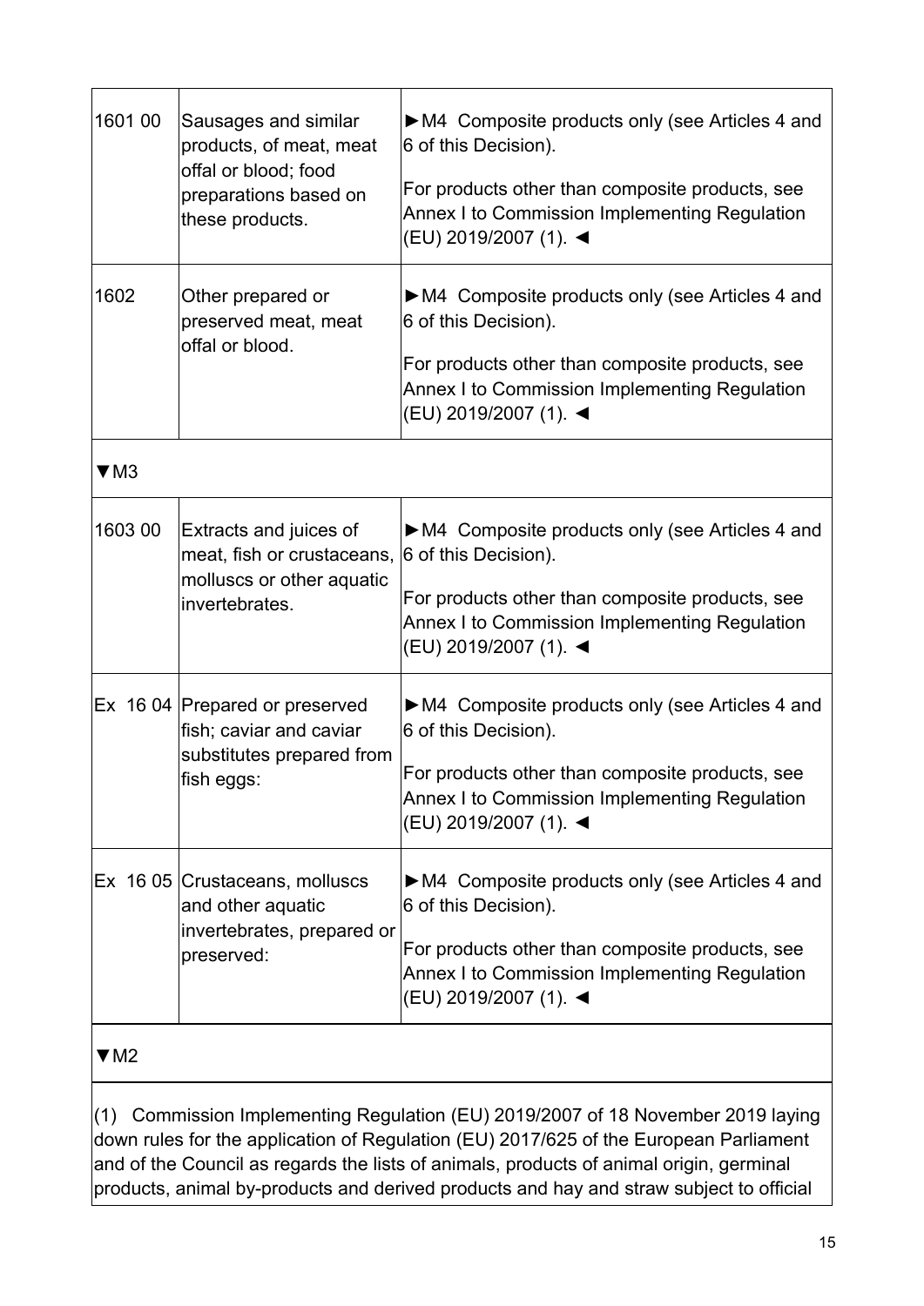| | | |
|---|---|---|
| 1601 00 | Sausages and similar products, of meat, meat offal or blood; food preparations based on these products. | ►M4 Composite products only (see Articles 4 and 6 of this Decision).<br><br>For products other than composite products, see Annex I to Commission Implementing Regulation (EU) 2019/2007 (1). ◄ |
| 1602 | Other prepared or preserved meat, meat offal or blood. | ►M4 Composite products only (see Articles 4 and 6 of this Decision).<br><br>For products other than composite products, see Annex I to Commission Implementing Regulation (EU) 2019/2007 (1). ◄ |
| ▼M3 | | |
| 1603 00 | Extracts and juices of meat, fish or crustaceans, molluscs or other aquatic invertebrates. | ►M4 Composite products only (see Articles 4 and 6 of this Decision).<br><br>For products other than composite products, see Annex I to Commission Implementing Regulation (EU) 2019/2007 (1). ◄ |
| Ex 16 04 | Prepared or preserved fish; caviar and caviar substitutes prepared from fish eggs: | ►M4 Composite products only (see Articles 4 and 6 of this Decision).<br><br>For products other than composite products, see Annex I to Commission Implementing Regulation (EU) 2019/2007 (1). ◄ |
| Ex 16 05 | Crustaceans, molluscs and other aquatic invertebrates, prepared or preserved: | ►M4 Composite products only (see Articles 4 and 6 of this Decision).<br><br>For products other than composite products, see Annex I to Commission Implementing Regulation (EU) 2019/2007 (1). ◄ |

▼M2

(1) Commission Implementing Regulation (EU) 2019/2007 of 18 November 2019 laying down rules for the application of Regulation (EU) 2017/625 of the European Parliament and of the Council as regards the lists of animals, products of animal origin, germinal products, animal by-products and derived products and hay and straw subject to official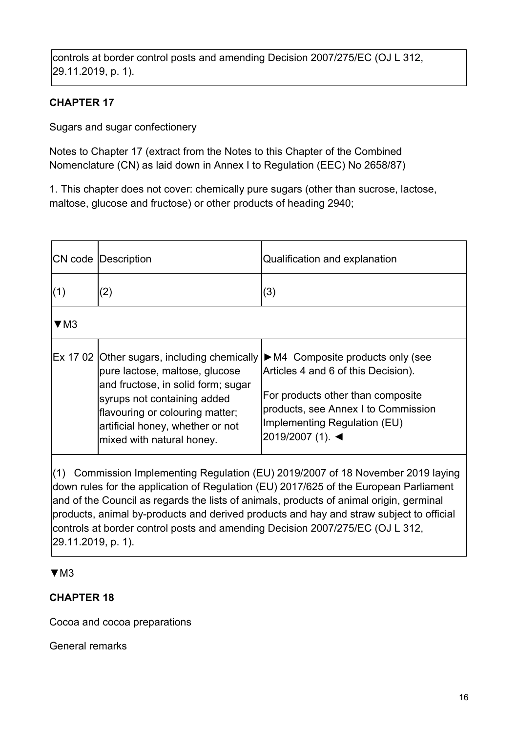controls at border control posts and amending Decision 2007/275/EC (OJ L 312, 29.11.2019, p. 1).

## CHAPTER 17

Sugars and sugar confectionery

Notes to Chapter 17 (extract from the Notes to this Chapter of the Combined Nomenclature (CN) as laid down in Annex I to Regulation (EEC) No 2658/87)

1. This chapter does not cover: chemically pure sugars (other than sucrose, lactose, maltose, glucose and fructose) or other products of heading 2940;

| CN code | Description | Qualification and explanation |
|---|---|---|
| (1) | (2) | (3) |
| ▼M3 | | |
| Ex 17 02 | Other sugars, including chemically pure lactose, maltose, glucose and fructose, in solid form; sugar syrups not containing added flavouring or colouring matter; artificial honey, whether or not mixed with natural honey. | ►M4 Composite products only (see Articles 4 and 6 of this Decision).<br><br>For products other than composite products, see Annex I to Commission Implementing Regulation (EU) 2019/2007 (1). ◄ |

(1) Commission Implementing Regulation (EU) 2019/2007 of 18 November 2019 laying down rules for the application of Regulation (EU) 2017/625 of the European Parliament and of the Council as regards the lists of animals, products of animal origin, germinal products, animal by-products and derived products and hay and straw subject to official controls at border control posts and amending Decision 2007/275/EC (OJ L 312, 29.11.2019, p. 1).

▼M3

## CHAPTER 18

Cocoa and cocoa preparations

General remarks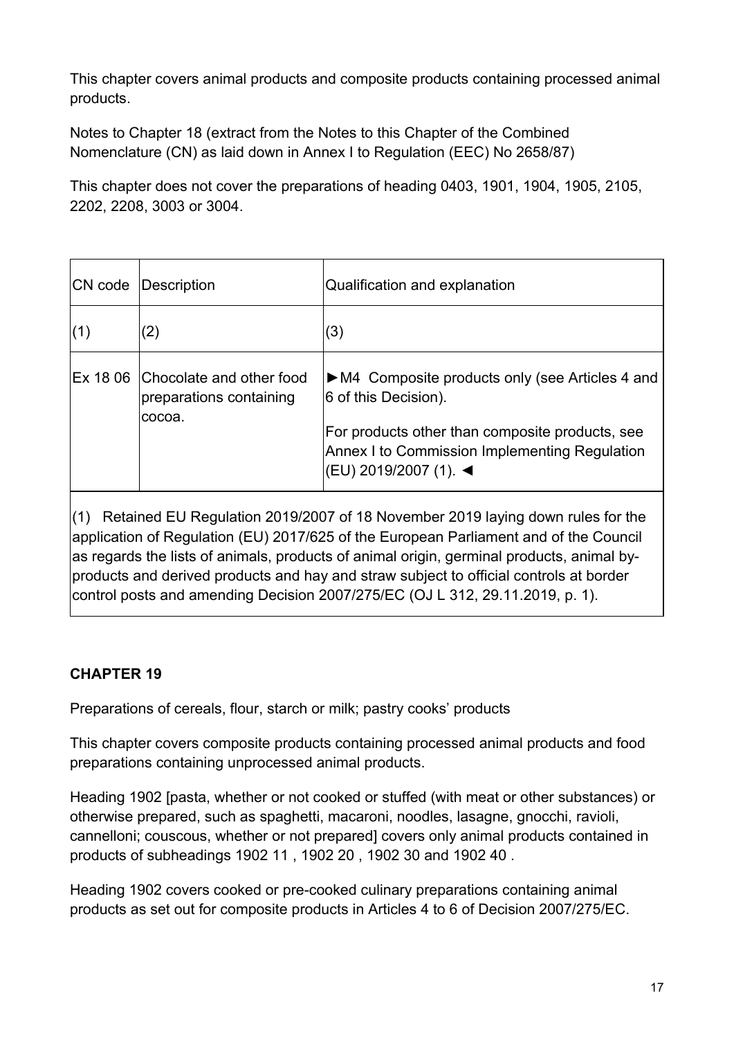This chapter covers animal products and composite products containing processed animal products.

Notes to Chapter 18 (extract from the Notes to this Chapter of the Combined Nomenclature (CN) as laid down in Annex I to Regulation (EEC) No 2658/87)

This chapter does not cover the preparations of heading 0403, 1901, 1904, 1905, 2105, 2202, 2208, 3003 or 3004.

| CN code | Description | Qualification and explanation |
|---|---|---|
| (1) | (2) | (3) |
| Ex 18 06 | Chocolate and other food preparations containing cocoa. | ►M4 Composite products only (see Articles 4 and 6 of this Decision).<br><br>For products other than composite products, see Annex I to Commission Implementing Regulation (EU) 2019/2007 (1). ◄ |

(1) Retained EU Regulation 2019/2007 of 18 November 2019 laying down rules for the application of Regulation (EU) 2017/625 of the European Parliament and of the Council as regards the lists of animals, products of animal origin, germinal products, animal by-products and derived products and hay and straw subject to official controls at border control posts and amending Decision 2007/275/EC (OJ L 312, 29.11.2019, p. 1).

## CHAPTER 19

Preparations of cereals, flour, starch or milk; pastry cooks' products

This chapter covers composite products containing processed animal products and food preparations containing unprocessed animal products.

Heading 1902 [pasta, whether or not cooked or stuffed (with meat or other substances) or otherwise prepared, such as spaghetti, macaroni, noodles, lasagne, gnocchi, ravioli, cannelloni; couscous, whether or not prepared] covers only animal products contained in products of subheadings 1902 11 , 1902 20 , 1902 30 and 1902 40 .

Heading 1902 covers cooked or pre-cooked culinary preparations containing animal products as set out for composite products in Articles 4 to 6 of Decision 2007/275/EC.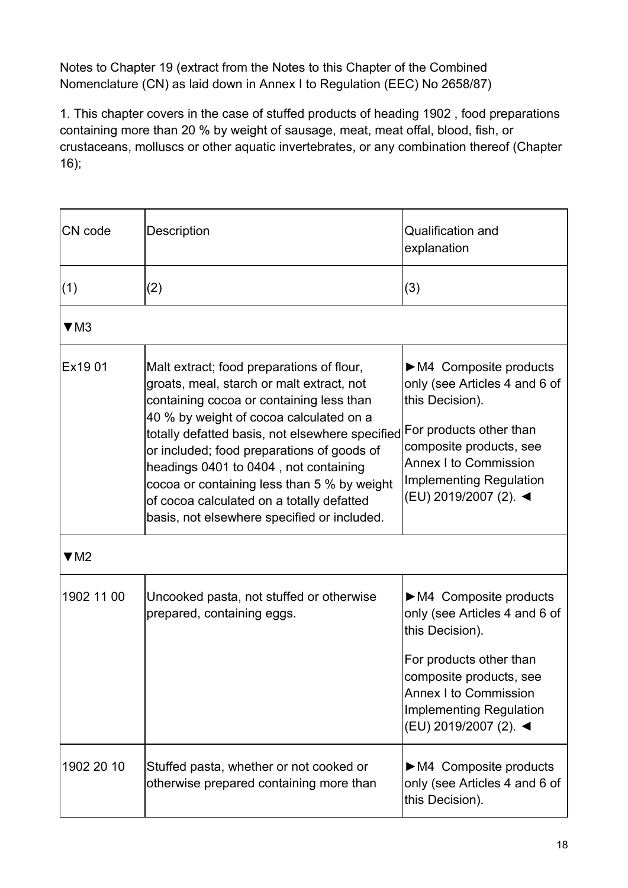Notes to Chapter 19 (extract from the Notes to this Chapter of the Combined Nomenclature (CN) as laid down in Annex I to Regulation (EEC) No 2658/87)

1. This chapter covers in the case of stuffed products of heading 1902 , food preparations containing more than 20 % by weight of sausage, meat, meat offal, blood, fish, or crustaceans, molluscs or other aquatic invertebrates, or any combination thereof (Chapter 16);

| CN code | Description | Qualification and explanation |
| --- | --- | --- |
| (1) | (2) | (3) |
| ▼M3 | | |
| Ex19 01 | Malt extract; food preparations of flour, groats, meal, starch or malt extract, not containing cocoa or containing less than 40 % by weight of cocoa calculated on a totally defatted basis, not elsewhere specified or included; food preparations of goods of headings 0401 to 0404 , not containing cocoa or containing less than 5 % by weight of cocoa calculated on a totally defatted basis, not elsewhere specified or included. | ►M4 Composite products only (see Articles 4 and 6 of this Decision). For products other than composite products, see Annex I to Commission Implementing Regulation (EU) 2019/2007 (2). ◄ |
| ▼M2 | | |
| 1902 11 00 | Uncooked pasta, not stuffed or otherwise prepared, containing eggs. | ►M4 Composite products only (see Articles 4 and 6 of this Decision). For products other than composite products, see Annex I to Commission Implementing Regulation (EU) 2019/2007 (2). ◄ |
| 1902 20 10 | Stuffed pasta, whether or not cooked or otherwise prepared containing more than | ►M4 Composite products only (see Articles 4 and 6 of this Decision). |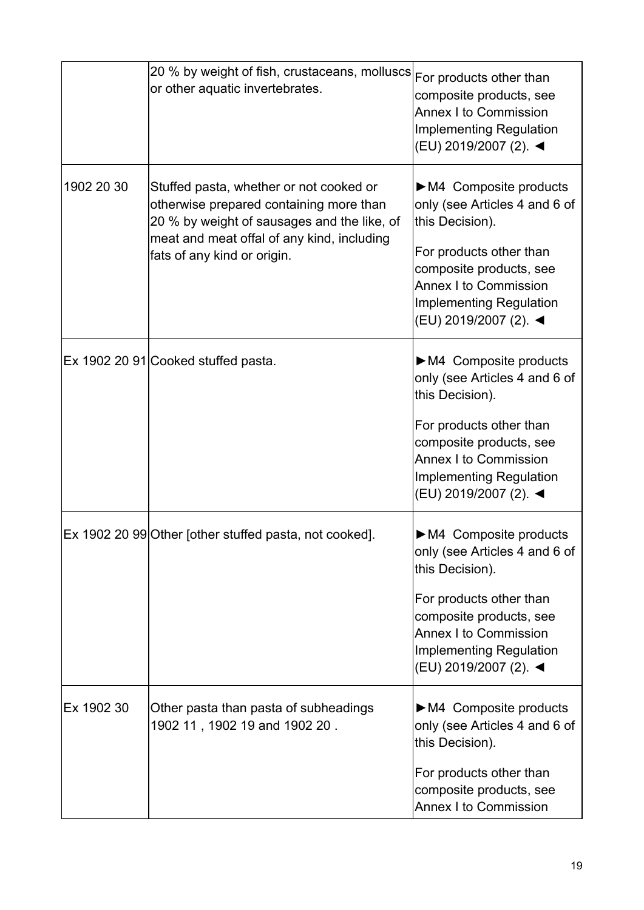| | | |
|---|---|---|
| | 20 % by weight of fish, crustaceans, molluscs or other aquatic invertebrates. | For products other than composite products, see Annex I to Commission Implementing Regulation (EU) 2019/2007 (2). ◄ |
| 1902 20 30 | Stuffed pasta, whether or not cooked or otherwise prepared containing more than 20 % by weight of sausages and the like, of meat and meat offal of any kind, including fats of any kind or origin. | ►M4 Composite products only (see Articles 4 and 6 of this Decision).<br><br>For products other than composite products, see Annex I to Commission Implementing Regulation (EU) 2019/2007 (2). ◄ |
| Ex 1902 20 91 | Cooked stuffed pasta. | ►M4 Composite products only (see Articles 4 and 6 of this Decision).<br><br>For products other than composite products, see Annex I to Commission Implementing Regulation (EU) 2019/2007 (2). ◄ |
| Ex 1902 20 99 | Other [other stuffed pasta, not cooked]. | ►M4 Composite products only (see Articles 4 and 6 of this Decision).<br><br>For products other than composite products, see Annex I to Commission Implementing Regulation (EU) 2019/2007 (2). ◄ |
| Ex 1902 30 | Other pasta than pasta of subheadings 1902 11 , 1902 19 and 1902 20 . | ►M4 Composite products only (see Articles 4 and 6 of this Decision).<br><br>For products other than composite products, see Annex I to Commission |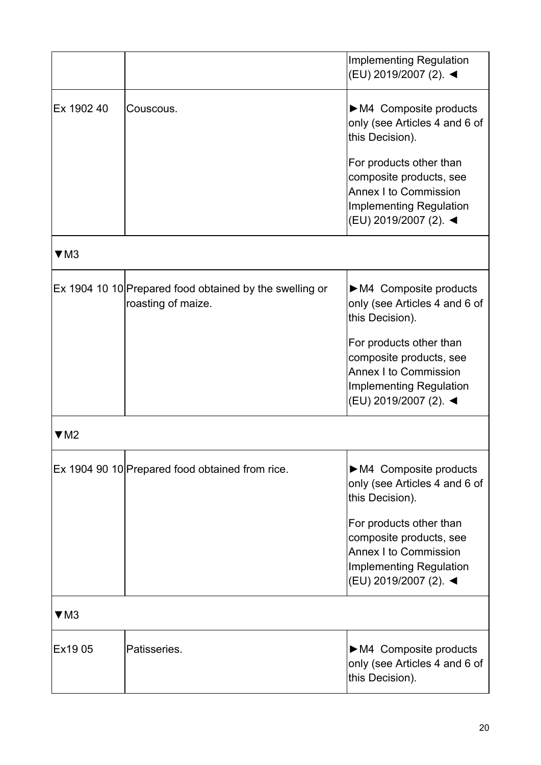| | | |
|---|---|---|
| | | Implementing Regulation (EU) 2019/2007 (2). ◄ |
| Ex 1902 40 | Couscous. | ►M4 Composite products only (see Articles 4 and 6 of this Decision).<br><br>For products other than composite products, see Annex I to Commission Implementing Regulation (EU) 2019/2007 (2). ◄ |
| ▼M3 | | |
| Ex 1904 10 10 | Prepared food obtained by the swelling or roasting of maize. | ►M4 Composite products only (see Articles 4 and 6 of this Decision).<br><br>For products other than composite products, see Annex I to Commission Implementing Regulation (EU) 2019/2007 (2). ◄ |
| ▼M2 | | |
| Ex 1904 90 10 | Prepared food obtained from rice. | ►M4 Composite products only (see Articles 4 and 6 of this Decision).<br><br>For products other than composite products, see Annex I to Commission Implementing Regulation (EU) 2019/2007 (2). ◄ |
| ▼M3 | | |
| Ex19 05 | Patisseries. | ►M4 Composite products only (see Articles 4 and 6 of this Decision). |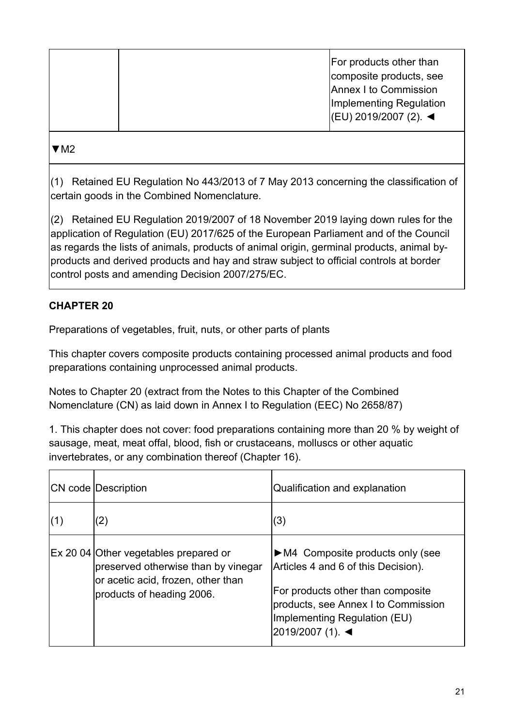| | | For products other than composite products, see Annex I to Commission Implementing Regulation (EU) 2019/2007 (2). ◄ |
|---|---|---|

▼M2

(1) Retained EU Regulation No 443/2013 of 7 May 2013 concerning the classification of certain goods in the Combined Nomenclature.

(2) Retained EU Regulation 2019/2007 of 18 November 2019 laying down rules for the application of Regulation (EU) 2017/625 of the European Parliament and of the Council as regards the lists of animals, products of animal origin, germinal products, animal by-products and derived products and hay and straw subject to official controls at border control posts and amending Decision 2007/275/EC.

**CHAPTER 20**

Preparations of vegetables, fruit, nuts, or other parts of plants

This chapter covers composite products containing processed animal products and food preparations containing unprocessed animal products.

Notes to Chapter 20 (extract from the Notes to this Chapter of the Combined Nomenclature (CN) as laid down in Annex I to Regulation (EEC) No 2658/87)

1. This chapter does not cover: food preparations containing more than 20 % by weight of sausage, meat, meat offal, blood, fish or crustaceans, molluscs or other aquatic invertebrates, or any combination thereof (Chapter 16).

| CN code | Description | Qualification and explanation |
|---|---|---|
| (1) | (2) | (3) |
| Ex 20 04 | Other vegetables prepared or preserved otherwise than by vinegar or acetic acid, frozen, other than products of heading 2006. | ►M4 Composite products only (see Articles 4 and 6 of this Decision).<br><br>For products other than composite products, see Annex I to Commission Implementing Regulation (EU) 2019/2007 (1). ◄ |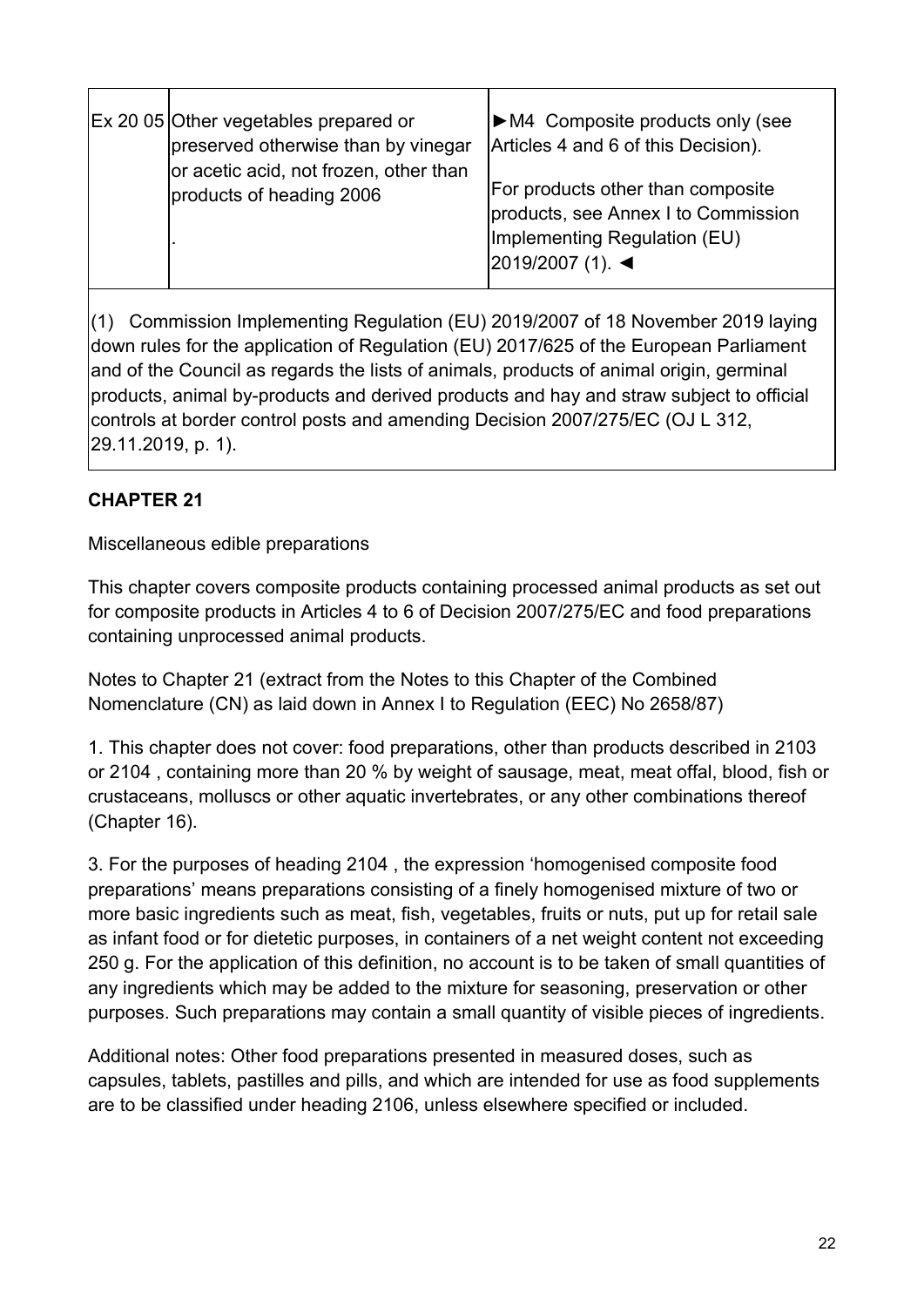| | | |
|---|---|---|
| Ex 20 05 | Other vegetables prepared or preserved otherwise than by vinegar or acetic acid, not frozen, other than products of heading 2006<br><br>. | ►M4 Composite products only (see Articles 4 and 6 of this Decision).<br><br>For products other than composite products, see Annex I to Commission Implementing Regulation (EU) 2019/2007 (1). ◄ |

(1) Commission Implementing Regulation (EU) 2019/2007 of 18 November 2019 laying down rules for the application of Regulation (EU) 2017/625 of the European Parliament and of the Council as regards the lists of animals, products of animal origin, germinal products, animal by-products and derived products and hay and straw subject to official controls at border control posts and amending Decision 2007/275/EC (OJ L 312, 29.11.2019, p. 1).

**CHAPTER 21**

Miscellaneous edible preparations

This chapter covers composite products containing processed animal products as set out for composite products in Articles 4 to 6 of Decision 2007/275/EC and food preparations containing unprocessed animal products.

Notes to Chapter 21 (extract from the Notes to this Chapter of the Combined Nomenclature (CN) as laid down in Annex I to Regulation (EEC) No 2658/87)

1. This chapter does not cover: food preparations, other than products described in 2103 or 2104 , containing more than 20 % by weight of sausage, meat, meat offal, blood, fish or crustaceans, molluscs or other aquatic invertebrates, or any other combinations thereof (Chapter 16).

3. For the purposes of heading 2104 , the expression 'homogenised composite food preparations' means preparations consisting of a finely homogenised mixture of two or more basic ingredients such as meat, fish, vegetables, fruits or nuts, put up for retail sale as infant food or for dietetic purposes, in containers of a net weight content not exceeding 250 g. For the application of this definition, no account is to be taken of small quantities of any ingredients which may be added to the mixture for seasoning, preservation or other purposes. Such preparations may contain a small quantity of visible pieces of ingredients.

Additional notes: Other food preparations presented in measured doses, such as capsules, tablets, pastilles and pills, and which are intended for use as food supplements are to be classified under heading 2106, unless elsewhere specified or included.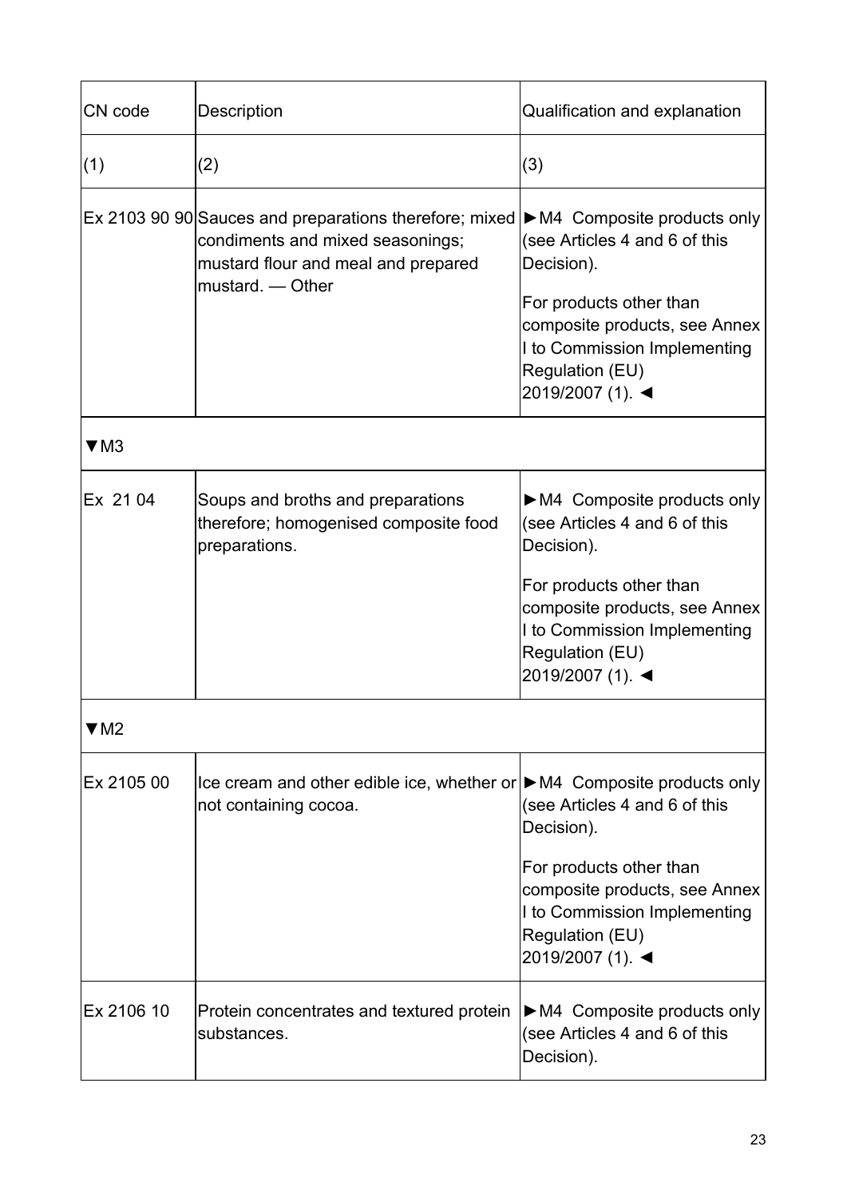| CN code | Description | Qualification and explanation |
| --- | --- | --- |
| (1) | (2) | (3) |
| Ex 2103 90 90 | Sauces and preparations therefore; mixed condiments and mixed seasonings; mustard flour and meal and prepared mustard. — Other | ►M4 Composite products only (see Articles 4 and 6 of this Decision).<br><br>For products other than composite products, see Annex I to Commission Implementing Regulation (EU) 2019/2007 (1). ◄ |
| ▼M3 | | |
| Ex 21 04 | Soups and broths and preparations therefore; homogenised composite food preparations. | ►M4 Composite products only (see Articles 4 and 6 of this Decision).<br><br>For products other than composite products, see Annex I to Commission Implementing Regulation (EU) 2019/2007 (1). ◄ |
| ▼M2 | | |
| Ex 2105 00 | Ice cream and other edible ice, whether or not containing cocoa. | ►M4 Composite products only (see Articles 4 and 6 of this Decision).<br><br>For products other than composite products, see Annex I to Commission Implementing Regulation (EU) 2019/2007 (1). ◄ |
| Ex 2106 10 | Protein concentrates and textured protein substances. | ►M4 Composite products only (see Articles 4 and 6 of this Decision). |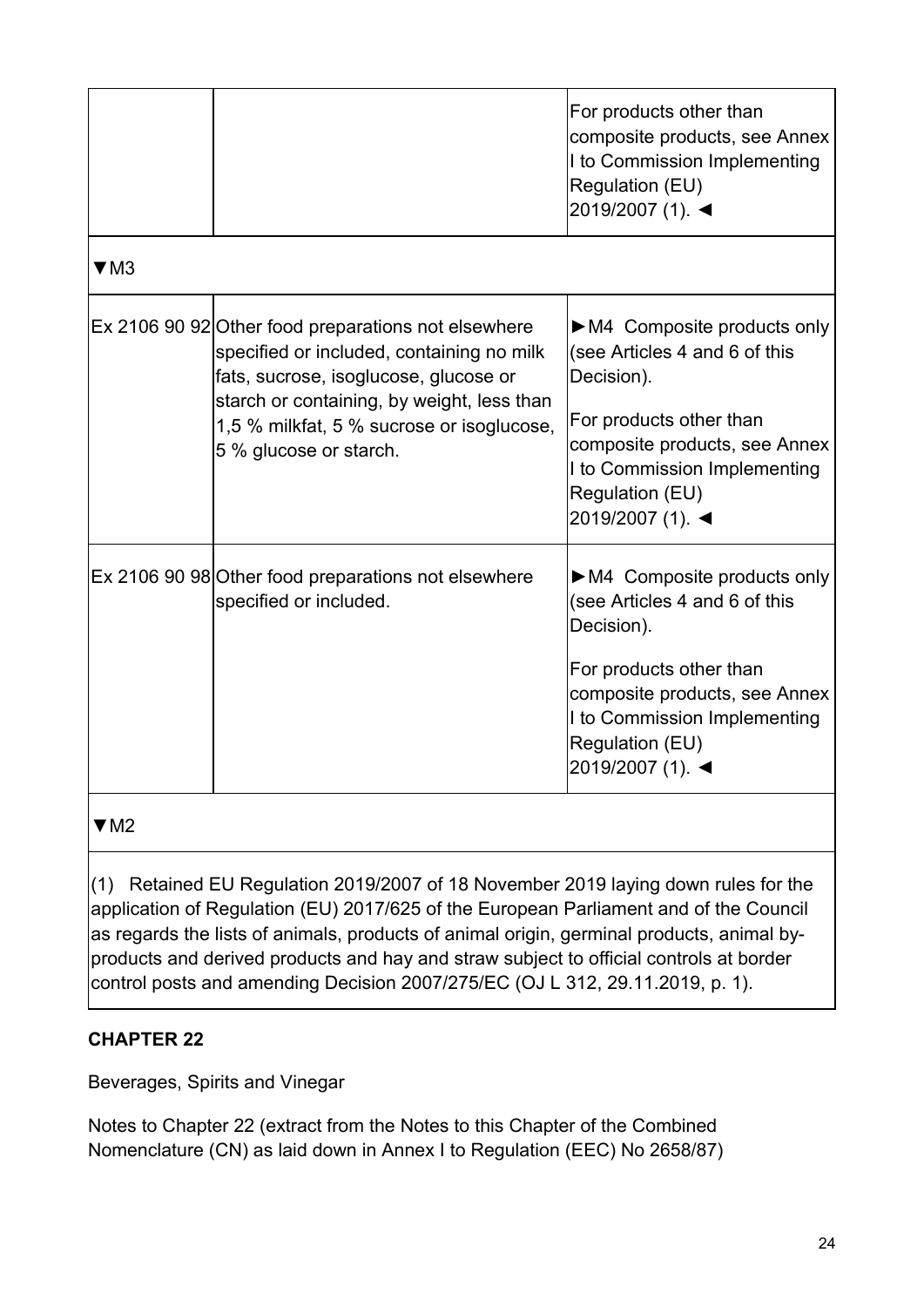| | | |
|---|---|---|
| | | For products other than composite products, see Annex I to Commission Implementing Regulation (EU) 2019/2007 (1). ◄ |
| ▼M3 | | |
| Ex 2106 90 92 | Other food preparations not elsewhere specified or included, containing no milk fats, sucrose, isoglucose, glucose or starch or containing, by weight, less than 1,5 % milkfat, 5 % sucrose or isoglucose, 5 % glucose or starch. | ►M4 Composite products only (see Articles 4 and 6 of this Decision).<br><br>For products other than composite products, see Annex I to Commission Implementing Regulation (EU) 2019/2007 (1). ◄ |
| Ex 2106 90 98 | Other food preparations not elsewhere specified or included. | ►M4 Composite products only (see Articles 4 and 6 of this Decision).<br><br>For products other than composite products, see Annex I to Commission Implementing Regulation (EU) 2019/2007 (1). ◄ |
| ▼M2 | | |

(1) Retained EU Regulation 2019/2007 of 18 November 2019 laying down rules for the application of Regulation (EU) 2017/625 of the European Parliament and of the Council as regards the lists of animals, products of animal origin, germinal products, animal by-products and derived products and hay and straw subject to official controls at border control posts and amending Decision 2007/275/EC (OJ L 312, 29.11.2019, p. 1).

**CHAPTER 22**

Beverages, Spirits and Vinegar

Notes to Chapter 22 (extract from the Notes to this Chapter of the Combined Nomenclature (CN) as laid down in Annex I to Regulation (EEC) No 2658/87)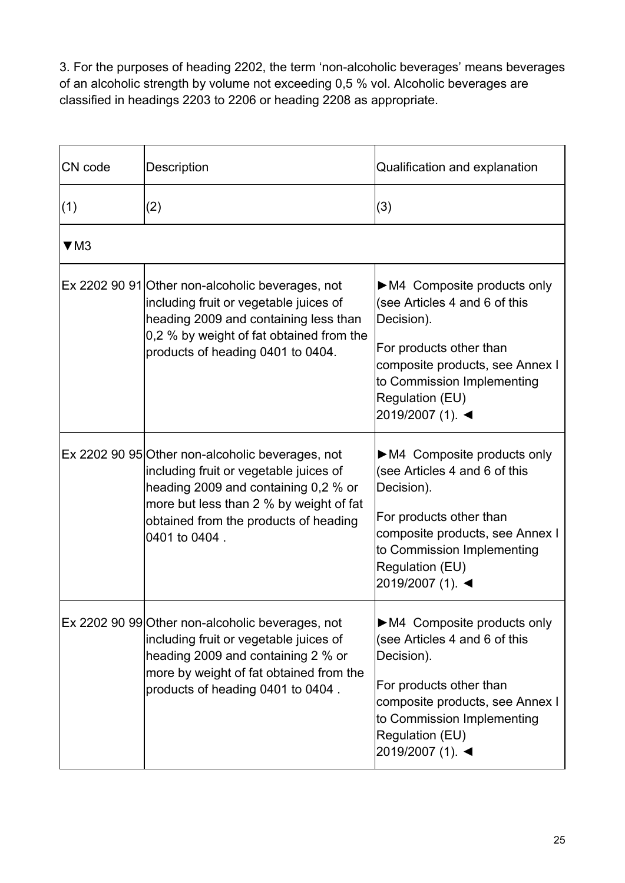3. For the purposes of heading 2202, the term 'non-alcoholic beverages' means beverages of an alcoholic strength by volume not exceeding 0,5 % vol. Alcoholic beverages are classified in headings 2203 to 2206 or heading 2208 as appropriate.

| CN code | Description | Qualification and explanation |
|---|---|---|
| (1) | (2) | (3) |
| ▼M3 | | |
| Ex 2202 90 91 | Other non-alcoholic beverages, not including fruit or vegetable juices of heading 2009 and containing less than 0,2 % by weight of fat obtained from the products of heading 0401 to 0404. | ►M4 Composite products only (see Articles 4 and 6 of this Decision).<br><br>For products other than composite products, see Annex I to Commission Implementing Regulation (EU) 2019/2007 (1). ◄ |
| Ex 2202 90 95 | Other non-alcoholic beverages, not including fruit or vegetable juices of heading 2009 and containing 0,2 % or more but less than 2 % by weight of fat obtained from the products of heading 0401 to 0404 . | ►M4 Composite products only (see Articles 4 and 6 of this Decision).<br><br>For products other than composite products, see Annex I to Commission Implementing Regulation (EU) 2019/2007 (1). ◄ |
| Ex 2202 90 99 | Other non-alcoholic beverages, not including fruit or vegetable juices of heading 2009 and containing 2 % or more by weight of fat obtained from the products of heading 0401 to 0404 . | ►M4 Composite products only (see Articles 4 and 6 of this Decision).<br><br>For products other than composite products, see Annex I to Commission Implementing Regulation (EU) 2019/2007 (1). ◄ |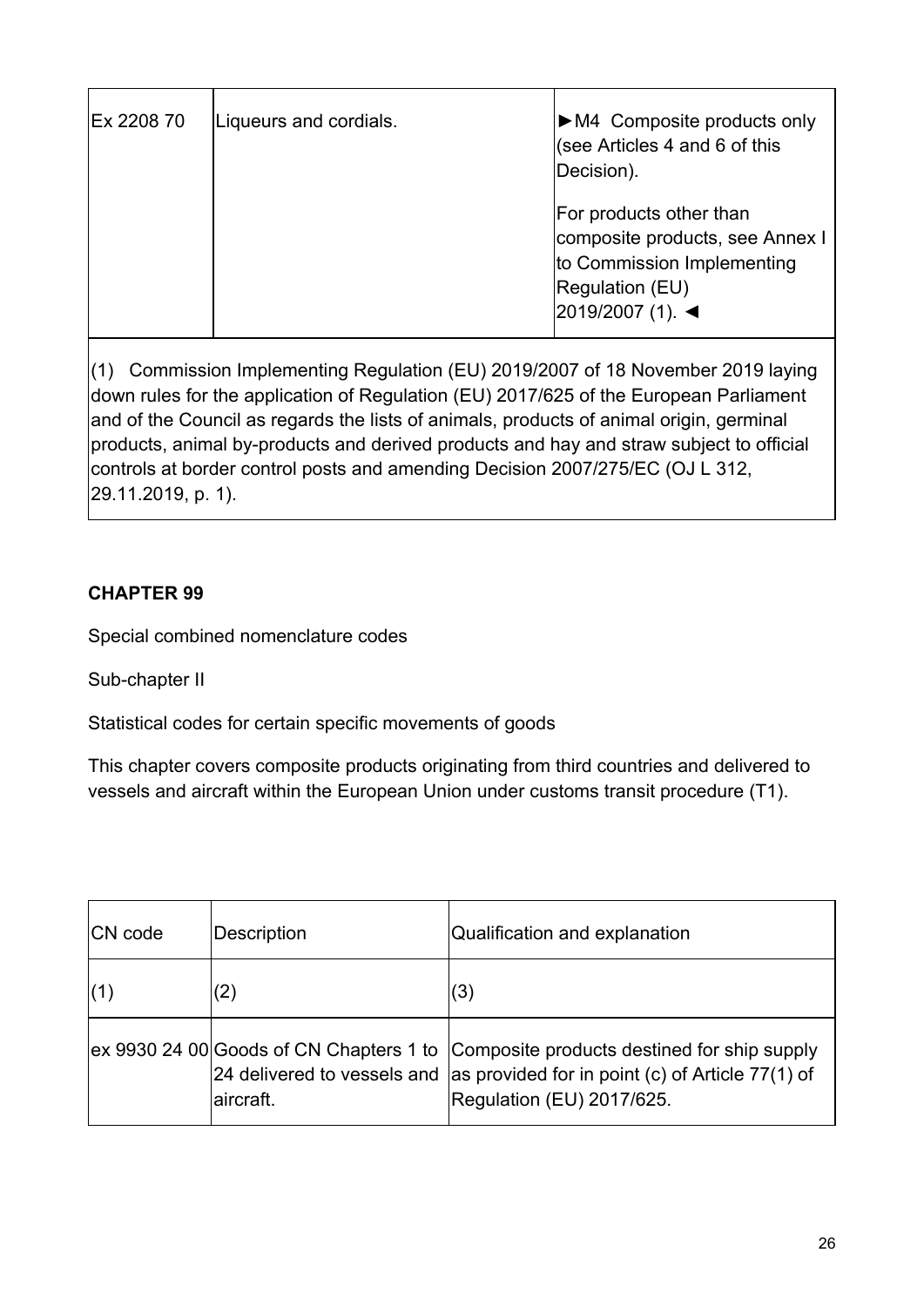| | | |
|---|---|---|
| Ex 2208 70 | Liqueurs and cordials. | ►M4 Composite products only (see Articles 4 and 6 of this Decision).<br><br>For products other than composite products, see Annex I to Commission Implementing Regulation (EU) 2019/2007 (1). ◄ |

(1) Commission Implementing Regulation (EU) 2019/2007 of 18 November 2019 laying down rules for the application of Regulation (EU) 2017/625 of the European Parliament and of the Council as regards the lists of animals, products of animal origin, germinal products, animal by-products and derived products and hay and straw subject to official controls at border control posts and amending Decision 2007/275/EC (OJ L 312, 29.11.2019, p. 1).

**CHAPTER 99**

Special combined nomenclature codes

Sub-chapter II

Statistical codes for certain specific movements of goods

This chapter covers composite products originating from third countries and delivered to vessels and aircraft within the European Union under customs transit procedure (T1).

| CN code | Description | Qualification and explanation |
|---|---|---|
| (1) | (2) | (3) |
| ex 9930 24 00 | Goods of CN Chapters 1 to 24 delivered to vessels and aircraft. | Composite products destined for ship supply as provided for in point (c) of Article 77(1) of Regulation (EU) 2017/625. |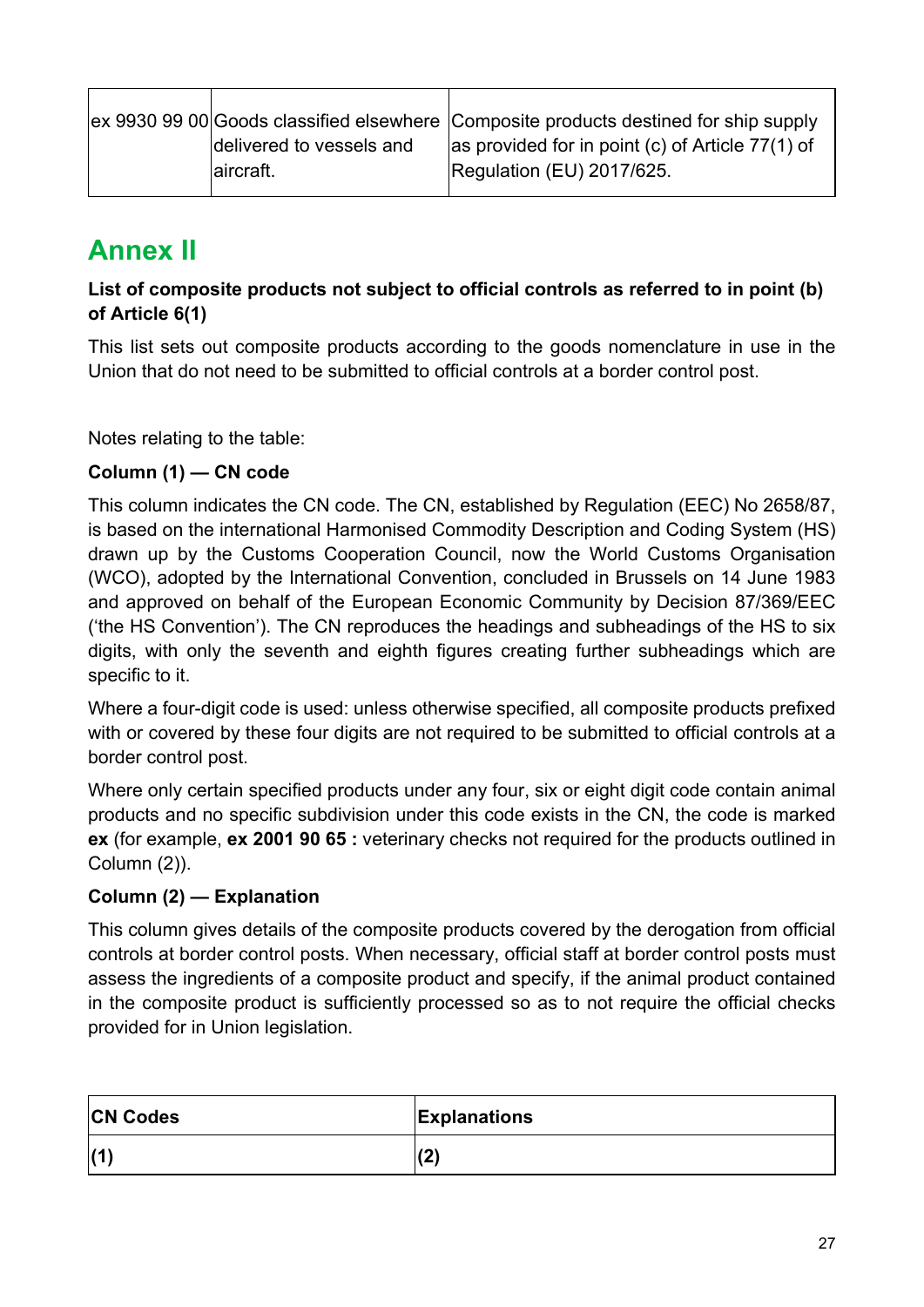| ex 9930 99 00 | Goods classified elsewhere delivered to vessels and aircraft. | Composite products destined for ship supply as provided for in point (c) of Article 77(1) of Regulation (EU) 2017/625. |
|---|---|---|

# Annex II

**List of composite products not subject to official controls as referred to in point (b) of Article 6(1)**

This list sets out composite products according to the goods nomenclature in use in the Union that do not need to be submitted to official controls at a border control post.

Notes relating to the table:

**Column (1) — CN code**

This column indicates the CN code. The CN, established by Regulation (EEC) No 2658/87, is based on the international Harmonised Commodity Description and Coding System (HS) drawn up by the Customs Cooperation Council, now the World Customs Organisation (WCO), adopted by the International Convention, concluded in Brussels on 14 June 1983 and approved on behalf of the European Economic Community by Decision 87/369/EEC ('the HS Convention'). The CN reproduces the headings and subheadings of the HS to six digits, with only the seventh and eighth figures creating further subheadings which are specific to it.

Where a four-digit code is used: unless otherwise specified, all composite products prefixed with or covered by these four digits are not required to be submitted to official controls at a border control post.

Where only certain specified products under any four, six or eight digit code contain animal products and no specific subdivision under this code exists in the CN, the code is marked **ex** (for example, **ex 2001 90 65 :** veterinary checks not required for the products outlined in Column (2)).

**Column (2) — Explanation**

This column gives details of the composite products covered by the derogation from official controls at border control posts. When necessary, official staff at border control posts must assess the ingredients of a composite product and specify, if the animal product contained in the composite product is sufficiently processed so as to not require the official checks provided for in Union legislation.

| **CN Codes** | **Explanations** |
|---|---|
| **(1)** | **(2)** |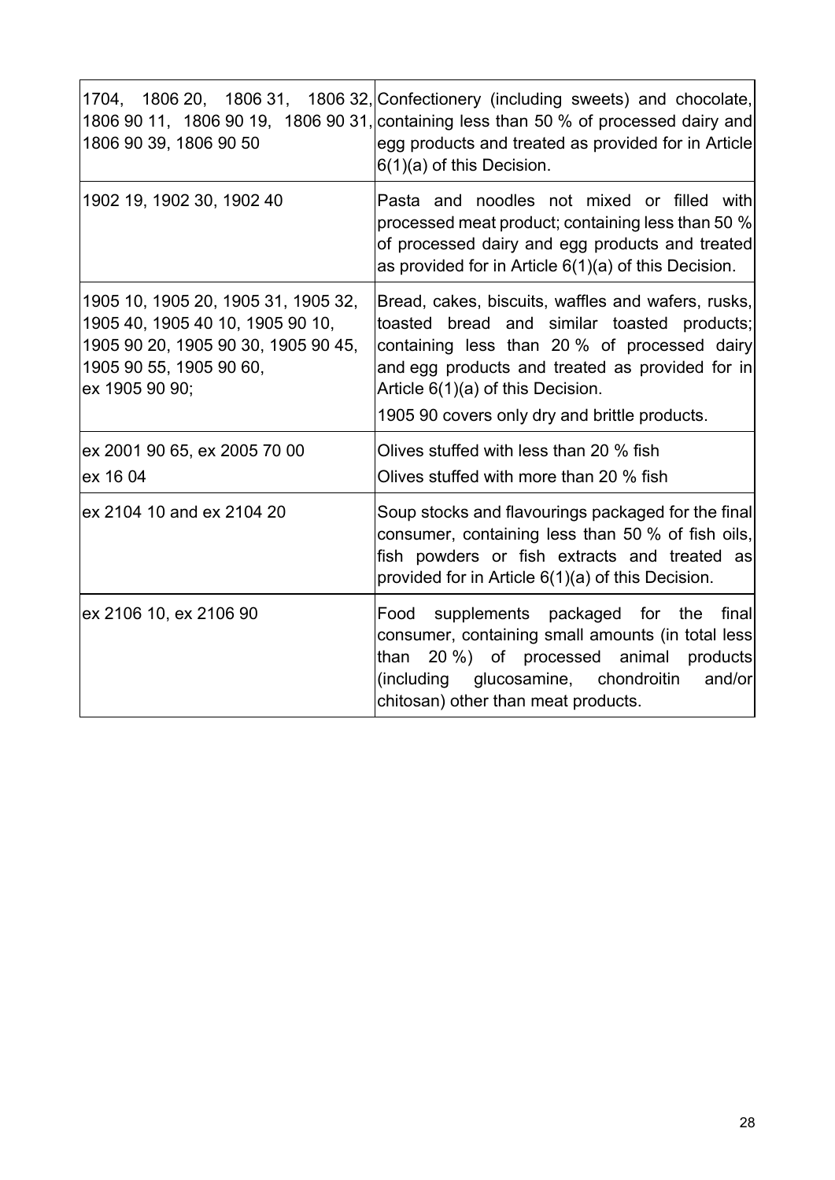| | |
|---|---|
| 1704, 1806 20, 1806 31, 1806 32, 1806 90 11, 1806 90 19, 1806 90 31, 1806 90 39, 1806 90 50 | Confectionery (including sweets) and chocolate, containing less than 50 % of processed dairy and egg products and treated as provided for in Article 6(1)(a) of this Decision. |
| 1902 19, 1902 30, 1902 40 | Pasta and noodles not mixed or filled with processed meat product; containing less than 50 % of processed dairy and egg products and treated as provided for in Article 6(1)(a) of this Decision. |
| 1905 10, 1905 20, 1905 31, 1905 32, 1905 40, 1905 40 10, 1905 90 10, 1905 90 20, 1905 90 30, 1905 90 45, 1905 90 55, 1905 90 60, ex 1905 90 90; | Bread, cakes, biscuits, waffles and wafers, rusks, toasted bread and similar toasted products; containing less than 20 % of processed dairy and egg products and treated as provided for in Article 6(1)(a) of this Decision.<br>1905 90 covers only dry and brittle products. |
| ex 2001 90 65, ex 2005 70 00<br>ex 16 04 | Olives stuffed with less than 20 % fish<br>Olives stuffed with more than 20 % fish |
| ex 2104 10 and ex 2104 20 | Soup stocks and flavourings packaged for the final consumer, containing less than 50 % of fish oils, fish powders or fish extracts and treated as provided for in Article 6(1)(a) of this Decision. |
| ex 2106 10, ex 2106 90 | Food supplements packaged for the final consumer, containing small amounts (in total less than 20 %) of processed animal products (including glucosamine, chondroitin and/or chitosan) other than meat products. |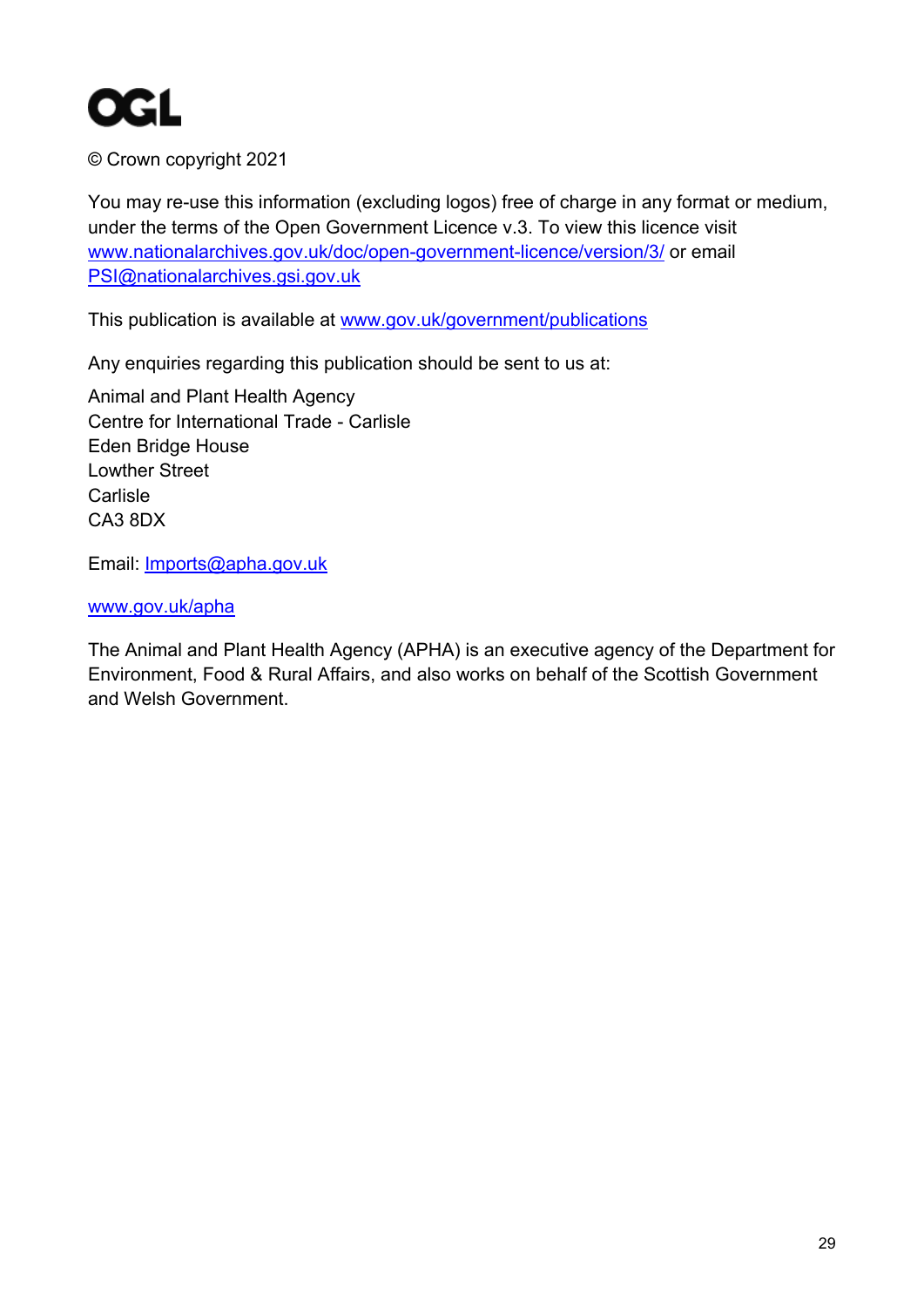OGL

© Crown copyright 2021

You may re-use this information (excluding logos) free of charge in any format or medium, under the terms of the Open Government Licence v.3. To view this licence visit www.nationalarchives.gov.uk/doc/open-government-licence/version/3/ or email PSI@nationalarchives.gsi.gov.uk

This publication is available at www.gov.uk/government/publications

Any enquiries regarding this publication should be sent to us at:

Animal and Plant Health Agency
Centre for International Trade - Carlisle
Eden Bridge House
Lowther Street
Carlisle
CA3 8DX

Email: Imports@apha.gov.uk

www.gov.uk/apha

The Animal and Plant Health Agency (APHA) is an executive agency of the Department for Environment, Food & Rural Affairs, and also works on behalf of the Scottish Government and Welsh Government.